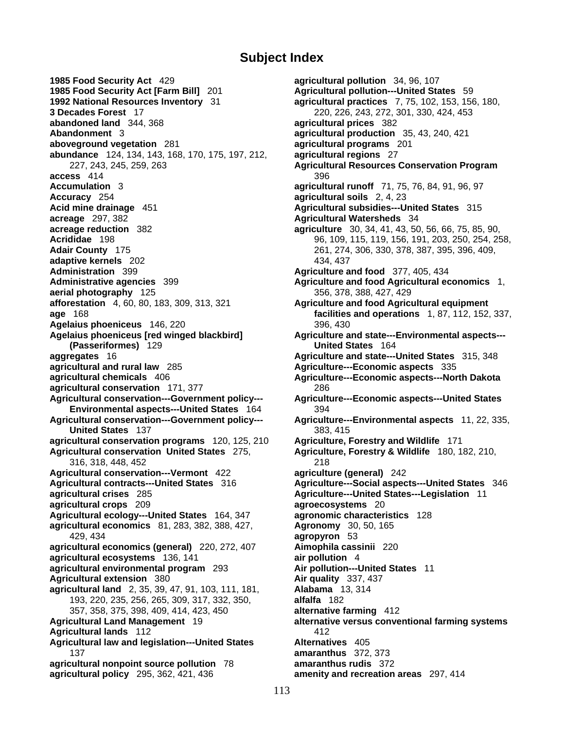# Subject Index

**1985 Food Security Act** 429
**1985 Food Security Act [Farm Bill]** 201
**1992 National Resources Inventory** 31
**3 Decades Forest** 17
**abandoned land** 344, 368
**Abandonment** 3
**aboveground vegetation** 281
**abundance** 124, 134, 143, 168, 170, 175, 197, 212, 227, 243, 245, 259, 263
**access** 414
**Accumulation** 3
**Accuracy** 254
**Acid mine drainage** 451
**acreage** 297, 382
**acreage reduction** 382
**Acrididae** 198
**Adair County** 175
**adaptive kernels** 202
**Administration** 399
**Administrative agencies** 399
**aerial photography** 125
**afforestation** 4, 60, 80, 183, 309, 313, 321
**age** 168
**Agelaius phoeniceus** 146, 220
**Agelaius phoeniceus [red winged blackbird] (Passeriformes)** 129
**aggregates** 16
**agricultural and rural law** 285
**agricultural chemicals** 406
**agricultural conservation** 171, 377
**Agricultural conservation---Government policy---Environmental aspects---United States** 164
**Agricultural conservation---Government policy---United States** 137
**agricultural conservation programs** 120, 125, 210
**Agricultural conservation United States** 275, 316, 318, 448, 452
**Agricultural conservation---Vermont** 422
**Agricultural contracts---United States** 316
**agricultural crises** 285
**agricultural crops** 209
**Agricultural ecology---United States** 164, 347
**agricultural economics** 81, 283, 382, 388, 427, 429, 434
**agricultural economics (general)** 220, 272, 407
**agricultural ecosystems** 136, 141
**agricultural environmental program** 293
**Agricultural extension** 380
**agricultural land** 2, 35, 39, 47, 91, 103, 111, 181, 193, 220, 235, 256, 265, 309, 317, 332, 350, 357, 358, 375, 398, 409, 414, 423, 450
**Agricultural Land Management** 19
**Agricultural lands** 112
**Agricultural law and legislation---United States** 137
**agricultural nonpoint source pollution** 78
**agricultural policy** 295, 362, 421, 436
**agricultural pollution** 34, 96, 107
**Agricultural pollution---United States** 59
**agricultural practices** 7, 75, 102, 153, 156, 180, 220, 226, 243, 272, 301, 330, 424, 453
**agricultural prices** 382
**agricultural production** 35, 43, 240, 421
**agricultural programs** 201
**agricultural regions** 27
**Agricultural Resources Conservation Program** 396
**agricultural runoff** 71, 75, 76, 84, 91, 96, 97
**agricultural soils** 2, 4, 23
**Agricultural subsidies---United States** 315
**Agricultural Watersheds** 34
**agriculture** 30, 34, 41, 43, 50, 56, 66, 75, 85, 90, 96, 109, 115, 119, 156, 191, 203, 250, 254, 258, 261, 274, 306, 330, 378, 387, 395, 396, 409, 434, 437
**Agriculture and food** 377, 405, 434
**Agriculture and food Agricultural economics** 1, 356, 378, 388, 427, 429
**Agriculture and food Agricultural equipment facilities and operations** 1, 87, 112, 152, 337, 396, 430
**Agriculture and state---Environmental aspects---United States** 164
**Agriculture and state---United States** 315, 348
**Agriculture---Economic aspects** 335
**Agriculture---Economic aspects---North Dakota** 286
**Agriculture---Economic aspects---United States** 394
**Agriculture---Environmental aspects** 11, 22, 335, 383, 415
**Agriculture, Forestry and Wildlife** 171
**Agriculture, Forestry & Wildlife** 180, 182, 210, 218
**agriculture (general)** 242
**Agriculture---Social aspects---United States** 346
**Agriculture---United States---Legislation** 11
**agroecosystems** 20
**agronomic characteristics** 128
**Agronomy** 30, 50, 165
**agropyron** 53
**Aimophila cassinii** 220
**air pollution** 4
**Air pollution---United States** 11
**Air quality** 337, 437
**Alabama** 13, 314
**alfalfa** 182
**alternative farming** 412
**alternative versus conventional farming systems** 412
**Alternatives** 405
**amaranthus** 372, 373
**amaranthus rudis** 372
**amenity and recreation areas** 297, 414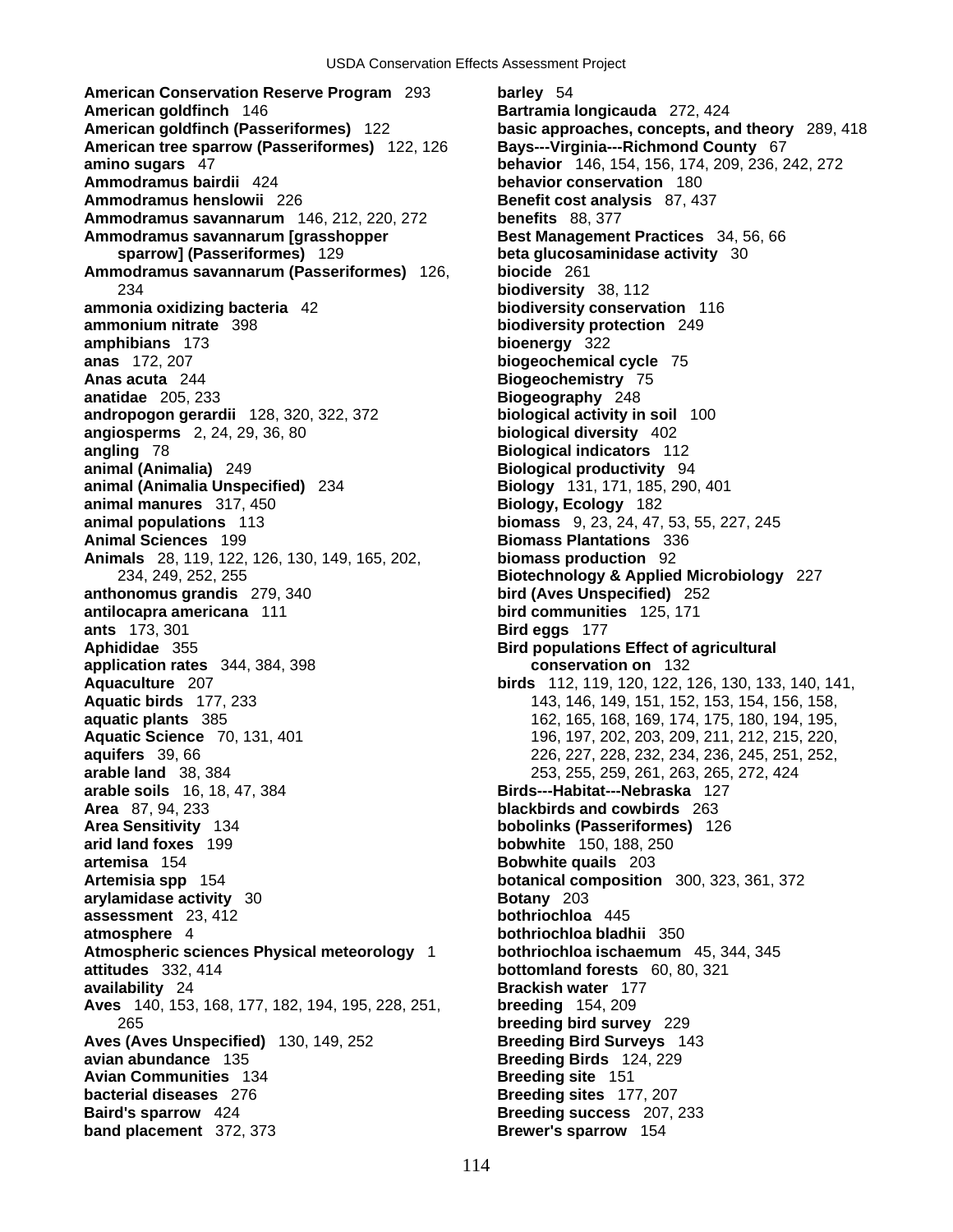**American Conservation Reserve Program** 293
**American goldfinch** 146
**American goldfinch (Passeriformes)** 122
**American tree sparrow (Passeriformes)** 122, 126
**amino sugars** 47
**Ammodramus bairdii** 424
**Ammodramus henslowii** 226
**Ammodramus savannarum** 146, 212, 220, 272
**Ammodramus savannarum [grasshopper sparrow] (Passeriformes)** 129
**Ammodramus savannarum (Passeriformes)** 126, 234
**ammonia oxidizing bacteria** 42
**ammonium nitrate** 398
**amphibians** 173
**anas** 172, 207
**Anas acuta** 244
**anatidae** 205, 233
**andropogon gerardii** 128, 320, 322, 372
**angiosperms** 2, 24, 29, 36, 80
**angling** 78
**animal (Animalia)** 249
**animal (Animalia Unspecified)** 234
**animal manures** 317, 450
**animal populations** 113
**Animal Sciences** 199
**Animals** 28, 119, 122, 126, 130, 149, 165, 202, 234, 249, 252, 255
**anthonomus grandis** 279, 340
**antilocapra americana** 111
**ants** 173, 301
**Aphididae** 355
**application rates** 344, 384, 398
**Aquaculture** 207
**Aquatic birds** 177, 233
**aquatic plants** 385
**Aquatic Science** 70, 131, 401
**aquifers** 39, 66
**arable land** 38, 384
**arable soils** 16, 18, 47, 384
**Area** 87, 94, 233
**Area Sensitivity** 134
**arid land foxes** 199
**artemisa** 154
**Artemisia spp** 154
**arylamidase activity** 30
**assessment** 23, 412
**atmosphere** 4
**Atmospheric sciences Physical meteorology** 1
**attitudes** 332, 414
**availability** 24
**Aves** 140, 153, 168, 177, 182, 194, 195, 228, 251, 265
**Aves (Aves Unspecified)** 130, 149, 252
**avian abundance** 135
**Avian Communities** 134
**bacterial diseases** 276
**Baird's sparrow** 424
**band placement** 372, 373
**barley** 54
**Bartramia longicauda** 272, 424
**basic approaches, concepts, and theory** 289, 418
**Bays---Virginia---Richmond County** 67
**behavior** 146, 154, 156, 174, 209, 236, 242, 272
**behavior conservation** 180
**Benefit cost analysis** 87, 437
**benefits** 88, 377
**Best Management Practices** 34, 56, 66
**beta glucosaminidase activity** 30
**biocide** 261
**biodiversity** 38, 112
**biodiversity conservation** 116
**biodiversity protection** 249
**bioenergy** 322
**biogeochemical cycle** 75
**Biogeochemistry** 75
**Biogeography** 248
**biological activity in soil** 100
**biological diversity** 402
**Biological indicators** 112
**Biological productivity** 94
**Biology** 131, 171, 185, 290, 401
**Biology, Ecology** 182
**biomass** 9, 23, 24, 47, 53, 55, 227, 245
**Biomass Plantations** 336
**biomass production** 92
**Biotechnology & Applied Microbiology** 227
**bird (Aves Unspecified)** 252
**bird communities** 125, 171
**Bird eggs** 177
**Bird populations Effect of agricultural conservation on** 132
**birds** 112, 119, 120, 122, 126, 130, 133, 140, 141, 143, 146, 149, 151, 152, 153, 154, 156, 158, 162, 165, 168, 169, 174, 175, 180, 194, 195, 196, 197, 202, 203, 209, 211, 212, 215, 220, 226, 227, 228, 232, 234, 236, 245, 251, 252, 253, 255, 259, 261, 263, 265, 272, 424
**Birds---Habitat---Nebraska** 127
**blackbirds and cowbirds** 263
**bobolinks (Passeriformes)** 126
**bobwhite** 150, 188, 250
**Bobwhite quails** 203
**botanical composition** 300, 323, 361, 372
**Botany** 203
**bothriochloa** 445
**bothriochloa bladhii** 350
**bothriochloa ischaemum** 45, 344, 345
**bottomland forests** 60, 80, 321
**Brackish water** 177
**breeding** 154, 209
**breeding bird survey** 229
**Breeding Bird Surveys** 143
**Breeding Birds** 124, 229
**Breeding site** 151
**Breeding sites** 177, 207
**Breeding success** 207, 233
**Brewer's sparrow** 154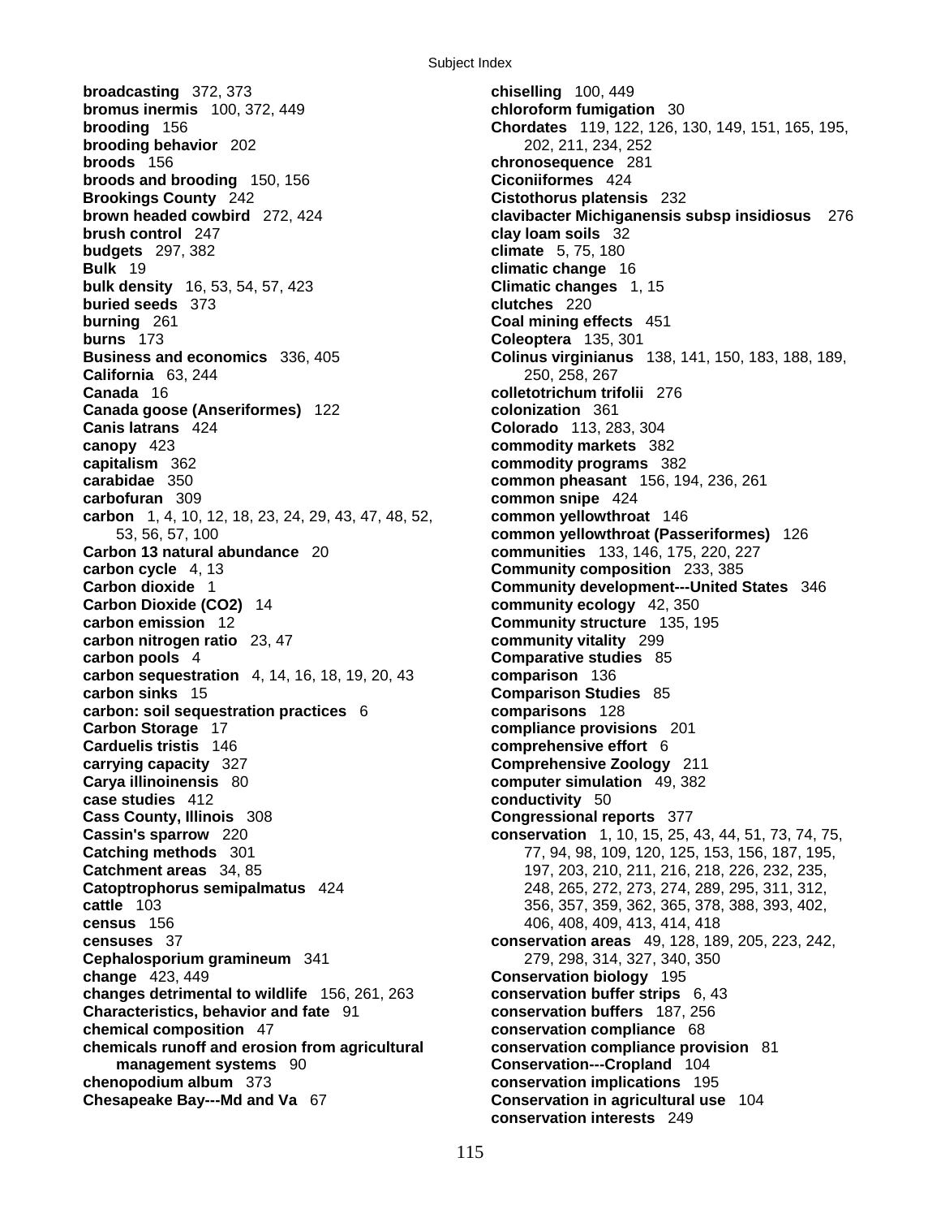**broadcasting** 372, 373
**bromus inermis** 100, 372, 449
**brooding** 156
**brooding behavior** 202
**broods** 156
**broods and brooding** 150, 156
**Brookings County** 242
**brown headed cowbird** 272, 424
**brush control** 247
**budgets** 297, 382
**Bulk** 19
**bulk density** 16, 53, 54, 57, 423
**buried seeds** 373
**burning** 261
**burns** 173
**Business and economics** 336, 405
**California** 63, 244
**Canada** 16
**Canada goose (Anseriformes)** 122
**Canis latrans** 424
**canopy** 423
**capitalism** 362
**carabidae** 350
**carbofuran** 309
**carbon** 1, 4, 10, 12, 18, 23, 24, 29, 43, 47, 48, 52, 53, 56, 57, 100
**Carbon 13 natural abundance** 20
**carbon cycle** 4, 13
**Carbon dioxide** 1
**Carbon Dioxide (CO2)** 14
**carbon emission** 12
**carbon nitrogen ratio** 23, 47
**carbon pools** 4
**carbon sequestration** 4, 14, 16, 18, 19, 20, 43
**carbon sinks** 15
**carbon: soil sequestration practices** 6
**Carbon Storage** 17
**Carduelis tristis** 146
**carrying capacity** 327
**Carya illinoinensis** 80
**case studies** 412
**Cass County, Illinois** 308
**Cassin's sparrow** 220
**Catching methods** 301
**Catchment areas** 34, 85
**Catoptrophorus semipalmatus** 424
**cattle** 103
**census** 156
**censuses** 37
**Cephalosporium gramineum** 341
**change** 423, 449
**changes detrimental to wildlife** 156, 261, 263
**Characteristics, behavior and fate** 91
**chemical composition** 47
**chemicals runoff and erosion from agricultural management systems** 90
**chenopodium album** 373
**Chesapeake Bay---Md and Va** 67
**chiselling** 100, 449
**chloroform fumigation** 30
**Chordates** 119, 122, 126, 130, 149, 151, 165, 195, 202, 211, 234, 252
**chronosequence** 281
**Ciconiiformes** 424
**Cistothorus platensis** 232
**clavibacter Michiganensis subsp insidiosus** 276
**clay loam soils** 32
**climate** 5, 75, 180
**climatic change** 16
**Climatic changes** 1, 15
**clutches** 220
**Coal mining effects** 451
**Coleoptera** 135, 301
**Colinus virginianus** 138, 141, 150, 183, 188, 189, 250, 258, 267
**colletotrichum trifolii** 276
**colonization** 361
**Colorado** 113, 283, 304
**commodity markets** 382
**commodity programs** 382
**common pheasant** 156, 194, 236, 261
**common snipe** 424
**common yellowthroat** 146
**common yellowthroat (Passeriformes)** 126
**communities** 133, 146, 175, 220, 227
**Community composition** 233, 385
**Community development---United States** 346
**community ecology** 42, 350
**Community structure** 135, 195
**community vitality** 299
**Comparative studies** 85
**comparison** 136
**Comparison Studies** 85
**comparisons** 128
**compliance provisions** 201
**comprehensive effort** 6
**Comprehensive Zoology** 211
**computer simulation** 49, 382
**conductivity** 50
**Congressional reports** 377
**conservation** 1, 10, 15, 25, 43, 44, 51, 73, 74, 75, 77, 94, 98, 109, 120, 125, 153, 156, 187, 195, 197, 203, 210, 211, 216, 218, 226, 232, 235, 248, 265, 272, 273, 274, 289, 295, 311, 312, 356, 357, 359, 362, 365, 378, 388, 393, 402, 406, 408, 409, 413, 414, 418
**conservation areas** 49, 128, 189, 205, 223, 242, 279, 298, 314, 327, 340, 350
**Conservation biology** 195
**conservation buffer strips** 6, 43
**conservation buffers** 187, 256
**conservation compliance** 68
**conservation compliance provision** 81
**Conservation---Cropland** 104
**conservation implications** 195
**Conservation in agricultural use** 104
**conservation interests** 249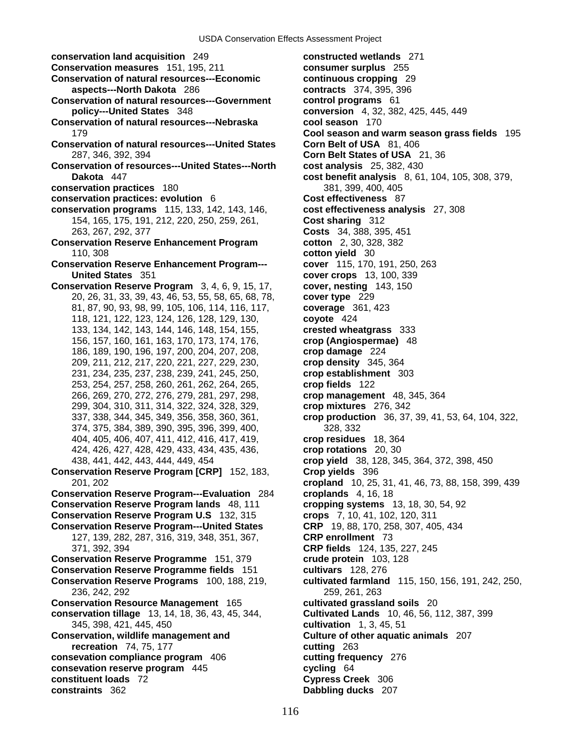**conservation land acquisition** 249
**Conservation measures** 151, 195, 211
**Conservation of natural resources---Economic aspects---North Dakota** 286
**Conservation of natural resources---Government policy---United States** 348
**Conservation of natural resources---Nebraska** 179
**Conservation of natural resources---United States** 287, 346, 392, 394
**Conservation of resources---United States---North Dakota** 447
**conservation practices** 180
**conservation practices: evolution** 6
**conservation programs** 115, 133, 142, 143, 146, 154, 165, 175, 191, 212, 220, 250, 259, 261, 263, 267, 292, 377
**Conservation Reserve Enhancement Program** 110, 308
**Conservation Reserve Enhancement Program---United States** 351
**Conservation Reserve Program** 3, 4, 6, 9, 15, 17, 20, 26, 31, 33, 39, 43, 46, 53, 55, 58, 65, 68, 78, 81, 87, 90, 93, 98, 99, 105, 106, 114, 116, 117, 118, 121, 122, 123, 124, 126, 128, 129, 130, 133, 134, 142, 143, 144, 146, 148, 154, 155, 156, 157, 160, 161, 163, 170, 173, 174, 176, 186, 189, 190, 196, 197, 200, 204, 207, 208, 209, 211, 212, 217, 220, 221, 227, 229, 230, 231, 234, 235, 237, 238, 239, 241, 245, 250, 253, 254, 257, 258, 260, 261, 262, 264, 265, 266, 269, 270, 272, 276, 279, 281, 297, 298, 299, 304, 310, 311, 314, 322, 324, 328, 329, 337, 338, 344, 345, 349, 356, 358, 360, 361, 374, 375, 384, 389, 390, 395, 396, 399, 400, 404, 405, 406, 407, 411, 412, 416, 417, 419, 424, 426, 427, 428, 429, 433, 434, 435, 436, 438, 441, 442, 443, 444, 449, 454
**Conservation Reserve Program [CRP]** 152, 183, 201, 202
**Conservation Reserve Program---Evaluation** 284
**Conservation Reserve Program lands** 48, 111
**Conservation Reserve Program U.S** 132, 315
**Conservation Reserve Program---United States** 127, 139, 282, 287, 316, 319, 348, 351, 367, 371, 392, 394
**Conservation Reserve Programme** 151, 379
**Conservation Reserve Programme fields** 151
**Conservation Reserve Programs** 100, 188, 219, 236, 242, 292
**Conservation Resource Management** 165
**conservation tillage** 13, 14, 18, 36, 43, 45, 344, 345, 398, 421, 445, 450
**Conservation, wildlife management and recreation** 74, 75, 177
**consevation compliance program** 406
**consevation reserve program** 445
**constituent loads** 72
**constraints** 362
**constructed wetlands** 271
**consumer surplus** 255
**continuous cropping** 29
**contracts** 374, 395, 396
**control programs** 61
**conversion** 4, 32, 382, 425, 445, 449
**cool season** 170
**Cool season and warm season grass fields** 195
**Corn Belt of USA** 81, 406
**Corn Belt States of USA** 21, 36
**cost analysis** 25, 382, 430
**cost benefit analysis** 8, 61, 104, 105, 308, 379, 381, 399, 400, 405
**Cost effectiveness** 87
**cost effectiveness analysis** 27, 308
**Cost sharing** 312
**Costs** 34, 388, 395, 451
**cotton** 2, 30, 328, 382
**cotton yield** 30
**cover** 115, 170, 191, 250, 263
**cover crops** 13, 100, 339
**cover, nesting** 143, 150
**cover type** 229
**coverage** 361, 423
**coyote** 424
**crested wheatgrass** 333
**crop (Angiospermae)** 48
**crop damage** 224
**crop density** 345, 364
**crop establishment** 303
**crop fields** 122
**crop management** 48, 345, 364
**crop mixtures** 276, 342
**crop production** 36, 37, 39, 41, 53, 64, 104, 322, 328, 332
**crop residues** 18, 364
**crop rotations** 20, 30
**crop yield** 38, 128, 345, 364, 372, 398, 450
**Crop yields** 396
**cropland** 10, 25, 31, 41, 46, 73, 88, 158, 399, 439
**croplands** 4, 16, 18
**cropping systems** 13, 18, 30, 54, 92
**crops** 7, 10, 41, 102, 120, 311
**CRP** 19, 88, 170, 258, 307, 405, 434
**CRP enrollment** 73
**CRP fields** 124, 135, 227, 245
**crude protein** 103, 128
**cultivars** 128, 276
**cultivated farmland** 115, 150, 156, 191, 242, 250, 259, 261, 263
**cultivated grassland soils** 20
**Cultivated Lands** 10, 46, 56, 112, 387, 399
**cultivation** 1, 3, 45, 51
**Culture of other aquatic animals** 207
**cutting** 263
**cutting frequency** 276
**cycling** 64
**Cypress Creek** 306
**Dabbling ducks** 207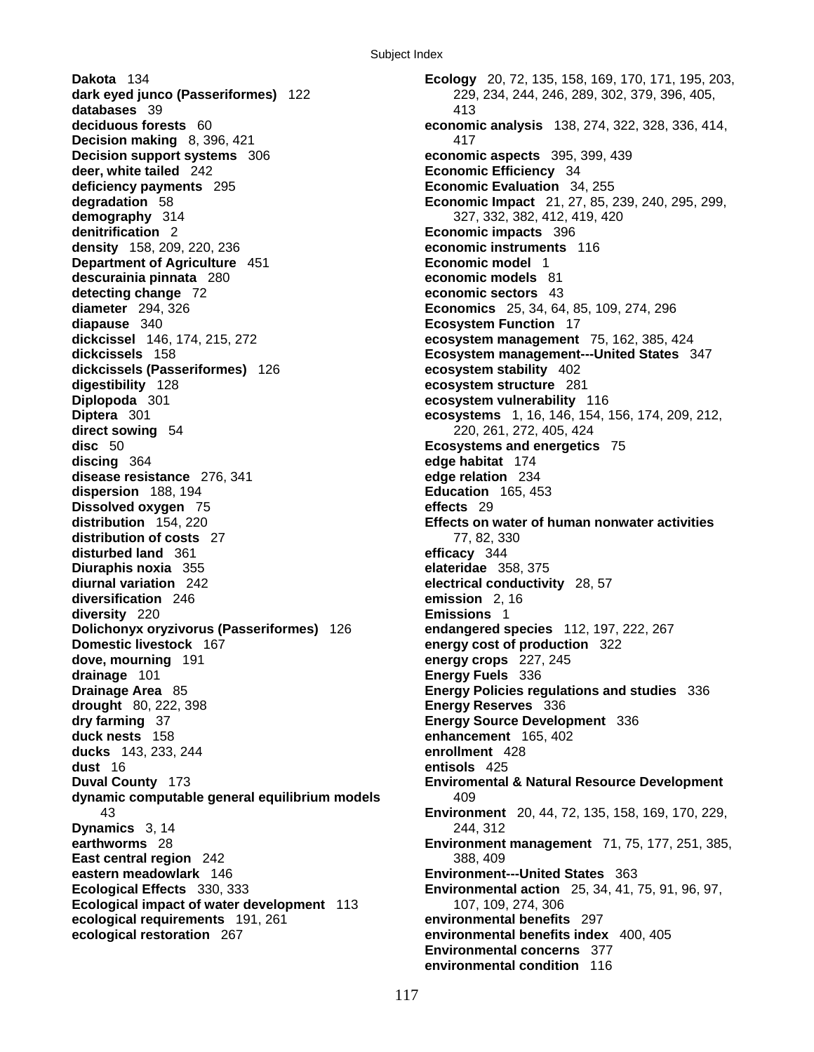**Dakota** 134
**dark eyed junco (Passeriformes)** 122
**databases** 39
**deciduous forests** 60
**Decision making** 8, 396, 421
**Decision support systems** 306
**deer, white tailed** 242
**deficiency payments** 295
**degradation** 58
**demography** 314
**denitrification** 2
**density** 158, 209, 220, 236
**Department of Agriculture** 451
**descurainia pinnata** 280
**detecting change** 72
**diameter** 294, 326
**diapause** 340
**dickcissel** 146, 174, 215, 272
**dickcissels** 158
**dickcissels (Passeriformes)** 126
**digestibility** 128
**Diplopoda** 301
**Diptera** 301
**direct sowing** 54
**disc** 50
**discing** 364
**disease resistance** 276, 341
**dispersion** 188, 194
**Dissolved oxygen** 75
**distribution** 154, 220
**distribution of costs** 27
**disturbed land** 361
**Diuraphis noxia** 355
**diurnal variation** 242
**diversification** 246
**diversity** 220
**Dolichonyx oryzivorus (Passeriformes)** 126
**Domestic livestock** 167
**dove, mourning** 191
**drainage** 101
**Drainage Area** 85
**drought** 80, 222, 398
**dry farming** 37
**duck nests** 158
**ducks** 143, 233, 244
**dust** 16
**Duval County** 173
**dynamic computable general equilibrium models** 43
**Dynamics** 3, 14
**earthworms** 28
**East central region** 242
**eastern meadowlark** 146
**Ecological Effects** 330, 333
**Ecological impact of water development** 113
**ecological requirements** 191, 261
**ecological restoration** 267
**Ecology** 20, 72, 135, 158, 169, 170, 171, 195, 203, 229, 234, 244, 246, 289, 302, 379, 396, 405, 413
**economic analysis** 138, 274, 322, 328, 336, 414, 417
**economic aspects** 395, 399, 439
**Economic Efficiency** 34
**Economic Evaluation** 34, 255
**Economic Impact** 21, 27, 85, 239, 240, 295, 299, 327, 332, 382, 412, 419, 420
**Economic impacts** 396
**economic instruments** 116
**Economic model** 1
**economic models** 81
**economic sectors** 43
**Economics** 25, 34, 64, 85, 109, 274, 296
**Ecosystem Function** 17
**ecosystem management** 75, 162, 385, 424
**Ecosystem management---United States** 347
**ecosystem stability** 402
**ecosystem structure** 281
**ecosystem vulnerability** 116
**ecosystems** 1, 16, 146, 154, 156, 174, 209, 212, 220, 261, 272, 405, 424
**Ecosystems and energetics** 75
**edge habitat** 174
**edge relation** 234
**Education** 165, 453
**effects** 29
**Effects on water of human nonwater activities** 77, 82, 330
**efficacy** 344
**elateridae** 358, 375
**electrical conductivity** 28, 57
**emission** 2, 16
**Emissions** 1
**endangered species** 112, 197, 222, 267
**energy cost of production** 322
**energy crops** 227, 245
**Energy Fuels** 336
**Energy Policies regulations and studies** 336
**Energy Reserves** 336
**Energy Source Development** 336
**enhancement** 165, 402
**enrollment** 428
**entisols** 425
**Enviromental & Natural Resource Development** 409
**Environment** 20, 44, 72, 135, 158, 169, 170, 229, 244, 312
**Environment management** 71, 75, 177, 251, 385, 388, 409
**Environment---United States** 363
**Environmental action** 25, 34, 41, 75, 91, 96, 97, 107, 109, 274, 306
**environmental benefits** 297
**environmental benefits index** 400, 405
**Environmental concerns** 377
**environmental condition** 116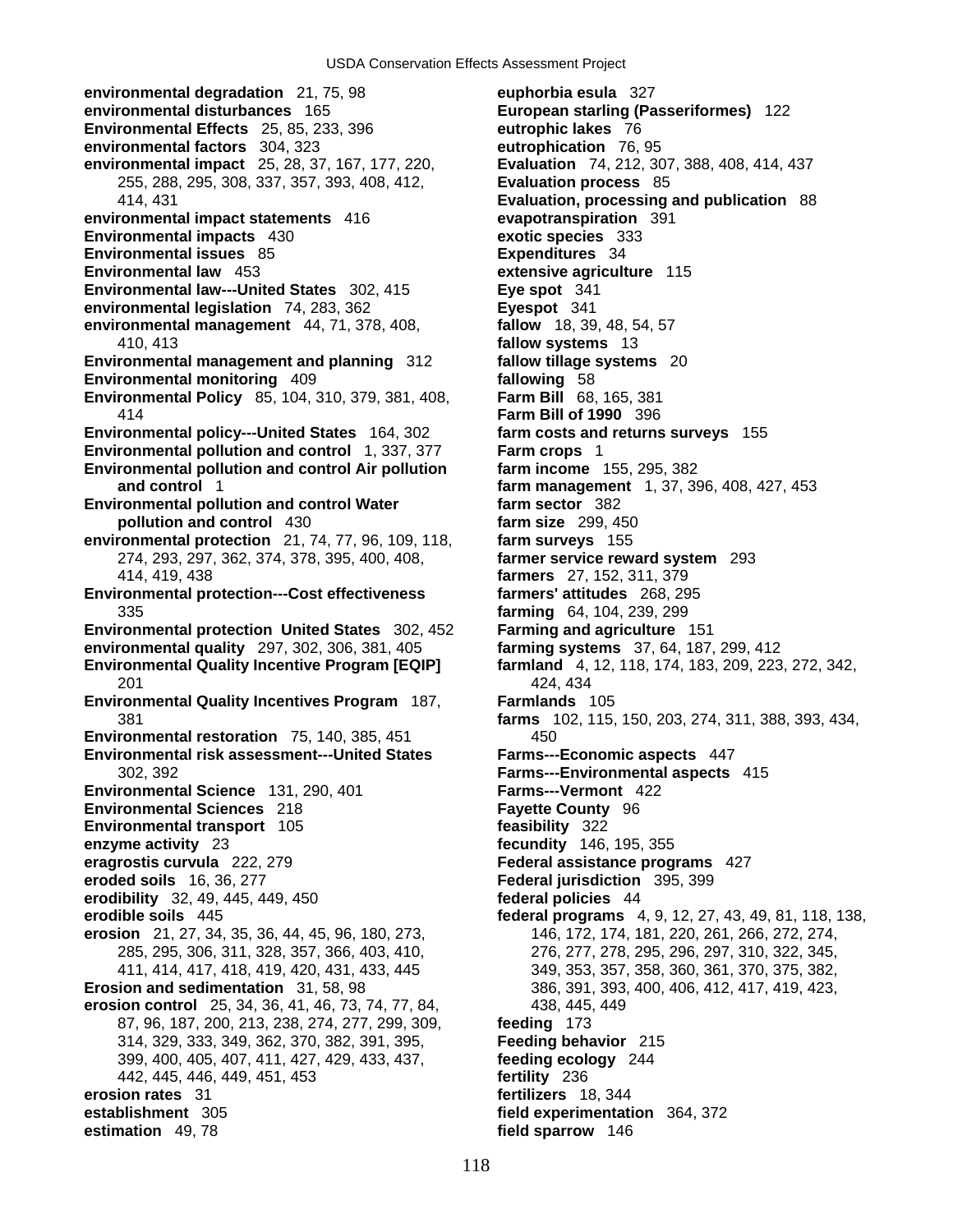**environmental degradation** 21, 75, 98
**environmental disturbances** 165
**Environmental Effects** 25, 85, 233, 396
**environmental factors** 304, 323
**environmental impact** 25, 28, 37, 167, 177, 220, 255, 288, 295, 308, 337, 357, 393, 408, 412, 414, 431
**environmental impact statements** 416
**Environmental impacts** 430
**Environmental issues** 85
**Environmental law** 453
**Environmental law---United States** 302, 415
**environmental legislation** 74, 283, 362
**environmental management** 44, 71, 378, 408, 410, 413
**Environmental management and planning** 312
**Environmental monitoring** 409
**Environmental Policy** 85, 104, 310, 379, 381, 408, 414
**Environmental policy---United States** 164, 302
**Environmental pollution and control** 1, 337, 377
**Environmental pollution and control Air pollution and control** 1
**Environmental pollution and control Water pollution and control** 430
**environmental protection** 21, 74, 77, 96, 109, 118, 274, 293, 297, 362, 374, 378, 395, 400, 408, 414, 419, 438
**Environmental protection---Cost effectiveness** 335
**Environmental protection United States** 302, 452
**environmental quality** 297, 302, 306, 381, 405
**Environmental Quality Incentive Program [EQIP]** 201
**Environmental Quality Incentives Program** 187, 381
**Environmental restoration** 75, 140, 385, 451
**Environmental risk assessment---United States** 302, 392
**Environmental Science** 131, 290, 401
**Environmental Sciences** 218
**Environmental transport** 105
**enzyme activity** 23
**eragrostis curvula** 222, 279
**eroded soils** 16, 36, 277
**erodibility** 32, 49, 445, 449, 450
**erodible soils** 445
**erosion** 21, 27, 34, 35, 36, 44, 45, 96, 180, 273, 285, 295, 306, 311, 328, 357, 366, 403, 410, 411, 414, 417, 418, 419, 420, 431, 433, 445
**Erosion and sedimentation** 31, 58, 98
**erosion control** 25, 34, 36, 41, 46, 73, 74, 77, 84, 87, 96, 187, 200, 213, 238, 274, 277, 299, 309, 314, 329, 333, 349, 362, 370, 382, 391, 395, 399, 400, 405, 407, 411, 427, 429, 433, 437, 442, 445, 446, 449, 451, 453
**erosion rates** 31
**establishment** 305
**estimation** 49, 78
**euphorbia esula** 327
**European starling (Passeriformes)** 122
**eutrophic lakes** 76
**eutrophication** 76, 95
**Evaluation** 74, 212, 307, 388, 408, 414, 437
**Evaluation process** 85
**Evaluation, processing and publication** 88
**evapotranspiration** 391
**exotic species** 333
**Expenditures** 34
**extensive agriculture** 115
**Eye spot** 341
**Eyespot** 341
**fallow** 18, 39, 48, 54, 57
**fallow systems** 13
**fallow tillage systems** 20
**fallowing** 58
**Farm Bill** 68, 165, 381
**Farm Bill of 1990** 396
**farm costs and returns surveys** 155
**Farm crops** 1
**farm income** 155, 295, 382
**farm management** 1, 37, 396, 408, 427, 453
**farm sector** 382
**farm size** 299, 450
**farm surveys** 155
**farmer service reward system** 293
**farmers** 27, 152, 311, 379
**farmers' attitudes** 268, 295
**farming** 64, 104, 239, 299
**Farming and agriculture** 151
**farming systems** 37, 64, 187, 299, 412
**farmland** 4, 12, 118, 174, 183, 209, 223, 272, 342, 424, 434
**Farmlands** 105
**farms** 102, 115, 150, 203, 274, 311, 388, 393, 434, 450
**Farms---Economic aspects** 447
**Farms---Environmental aspects** 415
**Farms---Vermont** 422
**Fayette County** 96
**feasibility** 322
**fecundity** 146, 195, 355
**Federal assistance programs** 427
**Federal jurisdiction** 395, 399
**federal policies** 44
**federal programs** 4, 9, 12, 27, 43, 49, 81, 118, 138, 146, 172, 174, 181, 220, 261, 266, 272, 274, 276, 277, 278, 295, 296, 297, 310, 322, 345, 349, 353, 357, 358, 360, 361, 370, 375, 382, 386, 391, 393, 400, 406, 412, 417, 419, 423, 438, 445, 449
**feeding** 173
**Feeding behavior** 215
**feeding ecology** 244
**fertility** 236
**fertilizers** 18, 344
**field experimentation** 364, 372
**field sparrow** 146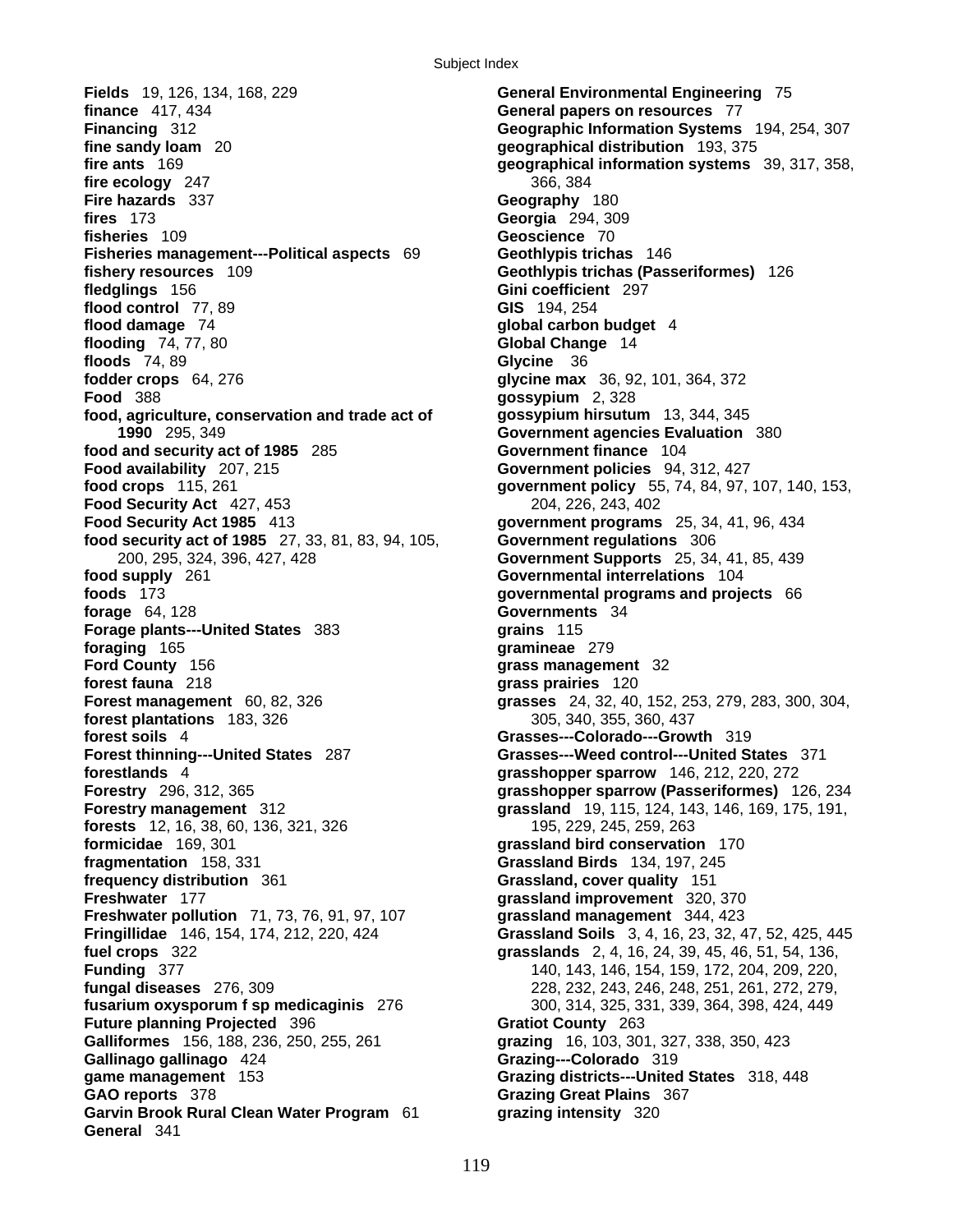**Fields** 19, 126, 134, 168, 229
**finance** 417, 434
**Financing** 312
**fine sandy loam** 20
**fire ants** 169
**fire ecology** 247
**Fire hazards** 337
**fires** 173
**fisheries** 109
**Fisheries management---Political aspects** 69
**fishery resources** 109
**fledglings** 156
**flood control** 77, 89
**flood damage** 74
**flooding** 74, 77, 80
**floods** 74, 89
**fodder crops** 64, 276
**Food** 388
**food, agriculture, conservation and trade act of 1990** 295, 349
**food and security act of 1985** 285
**Food availability** 207, 215
**food crops** 115, 261
**Food Security Act** 427, 453
**Food Security Act 1985** 413
**food security act of 1985** 27, 33, 81, 83, 94, 105, 200, 295, 324, 396, 427, 428
**food supply** 261
**foods** 173
**forage** 64, 128
**Forage plants---United States** 383
**foraging** 165
**Ford County** 156
**forest fauna** 218
**Forest management** 60, 82, 326
**forest plantations** 183, 326
**forest soils** 4
**Forest thinning---United States** 287
**forestlands** 4
**Forestry** 296, 312, 365
**Forestry management** 312
**forests** 12, 16, 38, 60, 136, 321, 326
**formicidae** 169, 301
**fragmentation** 158, 331
**frequency distribution** 361
**Freshwater** 177
**Freshwater pollution** 71, 73, 76, 91, 97, 107
**Fringillidae** 146, 154, 174, 212, 220, 424
**fuel crops** 322
**Funding** 377
**fungal diseases** 276, 309
**fusarium oxysporum f sp medicaginis** 276
**Future planning Projected** 396
**Galliformes** 156, 188, 236, 250, 255, 261
**Gallinago gallinago** 424
**game management** 153
**GAO reports** 378
**Garvin Brook Rural Clean Water Program** 61
**General** 341
**General Environmental Engineering** 75
**General papers on resources** 77
**Geographic Information Systems** 194, 254, 307
**geographical distribution** 193, 375
**geographical information systems** 39, 317, 358, 366, 384
**Geography** 180
**Georgia** 294, 309
**Geoscience** 70
**Geothlypis trichas** 146
**Geothlypis trichas (Passeriformes)** 126
**Gini coefficient** 297
**GIS** 194, 254
**global carbon budget** 4
**Global Change** 14
**Glycine** 36
**glycine max** 36, 92, 101, 364, 372
**gossypium** 2, 328
**gossypium hirsutum** 13, 344, 345
**Government agencies Evaluation** 380
**Government finance** 104
**Government policies** 94, 312, 427
**government policy** 55, 74, 84, 97, 107, 140, 153, 204, 226, 243, 402
**government programs** 25, 34, 41, 96, 434
**Government regulations** 306
**Government Supports** 25, 34, 41, 85, 439
**Governmental interrelations** 104
**governmental programs and projects** 66
**Governments** 34
**grains** 115
**gramineae** 279
**grass management** 32
**grass prairies** 120
**grasses** 24, 32, 40, 152, 253, 279, 283, 300, 304, 305, 340, 355, 360, 437
**Grasses---Colorado---Growth** 319
**Grasses---Weed control---United States** 371
**grasshopper sparrow** 146, 212, 220, 272
**grasshopper sparrow (Passeriformes)** 126, 234
**grassland** 19, 115, 124, 143, 146, 169, 175, 191, 195, 229, 245, 259, 263
**grassland bird conservation** 170
**Grassland Birds** 134, 197, 245
**Grassland, cover quality** 151
**grassland improvement** 320, 370
**grassland management** 344, 423
**Grassland Soils** 3, 4, 16, 23, 32, 47, 52, 425, 445
**grasslands** 2, 4, 16, 24, 39, 45, 46, 51, 54, 136, 140, 143, 146, 154, 159, 172, 204, 209, 220, 228, 232, 243, 246, 248, 251, 261, 272, 279, 300, 314, 325, 331, 339, 364, 398, 424, 449
**Gratiot County** 263
**grazing** 16, 103, 301, 327, 338, 350, 423
**Grazing---Colorado** 319
**Grazing districts---United States** 318, 448
**Grazing Great Plains** 367
**grazing intensity** 320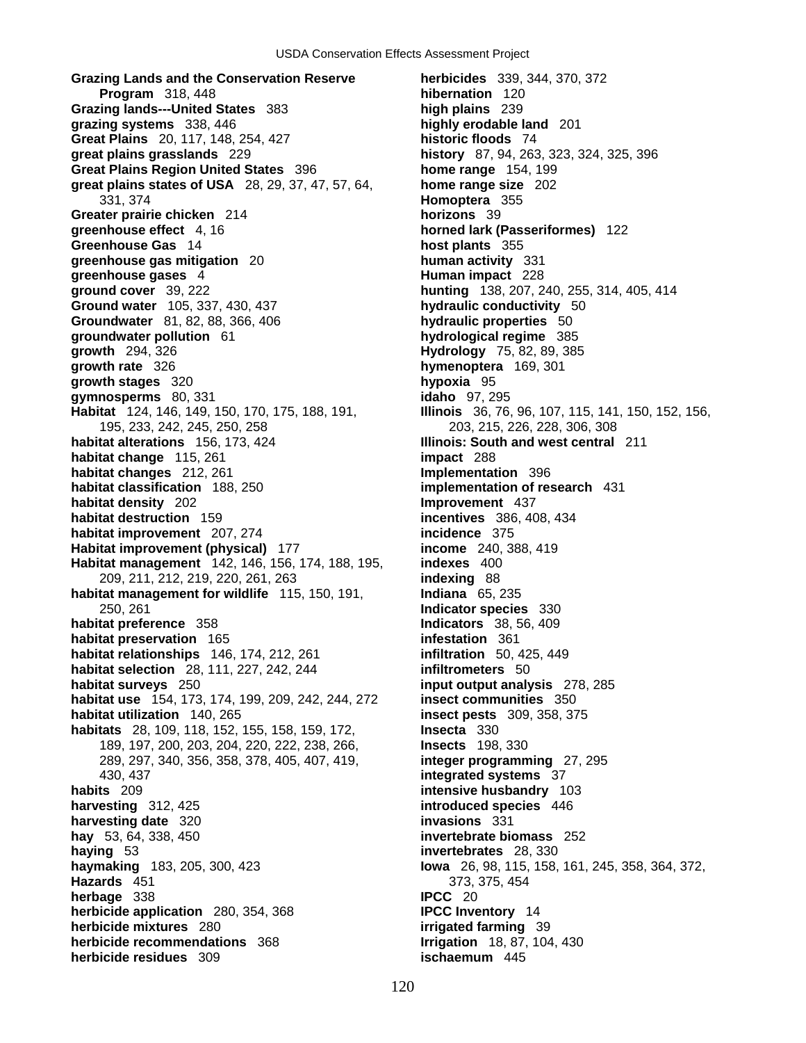**Grazing Lands and the Conservation Reserve Program** 318, 448
**Grazing lands---United States** 383
**grazing systems** 338, 446
**Great Plains** 20, 117, 148, 254, 427
**great plains grasslands** 229
**Great Plains Region United States** 396
**great plains states of USA** 28, 29, 37, 47, 57, 64, 331, 374
**Greater prairie chicken** 214
**greenhouse effect** 4, 16
**Greenhouse Gas** 14
**greenhouse gas mitigation** 20
**greenhouse gases** 4
**ground cover** 39, 222
**Ground water** 105, 337, 430, 437
**Groundwater** 81, 82, 88, 366, 406
**groundwater pollution** 61
**growth** 294, 326
**growth rate** 326
**growth stages** 320
**gymnosperms** 80, 331
**Habitat** 124, 146, 149, 150, 170, 175, 188, 191, 195, 233, 242, 245, 250, 258
**habitat alterations** 156, 173, 424
**habitat change** 115, 261
**habitat changes** 212, 261
**habitat classification** 188, 250
**habitat density** 202
**habitat destruction** 159
**habitat improvement** 207, 274
**Habitat improvement (physical)** 177
**Habitat management** 142, 146, 156, 174, 188, 195, 209, 211, 212, 219, 220, 261, 263
**habitat management for wildlife** 115, 150, 191, 250, 261
**habitat preference** 358
**habitat preservation** 165
**habitat relationships** 146, 174, 212, 261
**habitat selection** 28, 111, 227, 242, 244
**habitat surveys** 250
**habitat use** 154, 173, 174, 199, 209, 242, 244, 272
**habitat utilization** 140, 265
**habitats** 28, 109, 118, 152, 155, 158, 159, 172, 189, 197, 200, 203, 204, 220, 222, 238, 266, 289, 297, 340, 356, 358, 378, 405, 407, 419, 430, 437
**habits** 209
**harvesting** 312, 425
**harvesting date** 320
**hay** 53, 64, 338, 450
**haying** 53
**haymaking** 183, 205, 300, 423
**Hazards** 451
**herbage** 338
**herbicide application** 280, 354, 368
**herbicide mixtures** 280
**herbicide recommendations** 368
**herbicide residues** 309
**herbicides** 339, 344, 370, 372
**hibernation** 120
**high plains** 239
**highly erodable land** 201
**historic floods** 74
**history** 87, 94, 263, 323, 324, 325, 396
**home range** 154, 199
**home range size** 202
**Homoptera** 355
**horizons** 39
**horned lark (Passeriformes)** 122
**host plants** 355
**human activity** 331
**Human impact** 228
**hunting** 138, 207, 240, 255, 314, 405, 414
**hydraulic conductivity** 50
**hydraulic properties** 50
**hydrological regime** 385
**Hydrology** 75, 82, 89, 385
**hymenoptera** 169, 301
**hypoxia** 95
**idaho** 97, 295
**Illinois** 36, 76, 96, 107, 115, 141, 150, 152, 156, 203, 215, 226, 228, 306, 308
**Illinois: South and west central** 211
**impact** 288
**Implementation** 396
**implementation of research** 431
**Improvement** 437
**incentives** 386, 408, 434
**incidence** 375
**income** 240, 388, 419
**indexes** 400
**indexing** 88
**Indiana** 65, 235
**Indicator species** 330
**Indicators** 38, 56, 409
**infestation** 361
**infiltration** 50, 425, 449
**infiltrometers** 50
**input output analysis** 278, 285
**insect communities** 350
**insect pests** 309, 358, 375
**Insecta** 330
**Insects** 198, 330
**integer programming** 27, 295
**integrated systems** 37
**intensive husbandry** 103
**introduced species** 446
**invasions** 331
**invertebrate biomass** 252
**invertebrates** 28, 330
**Iowa** 26, 98, 115, 158, 161, 245, 358, 364, 372, 373, 375, 454
**IPCC** 20
**IPCC Inventory** 14
**irrigated farming** 39
**Irrigation** 18, 87, 104, 430
**ischaemum** 445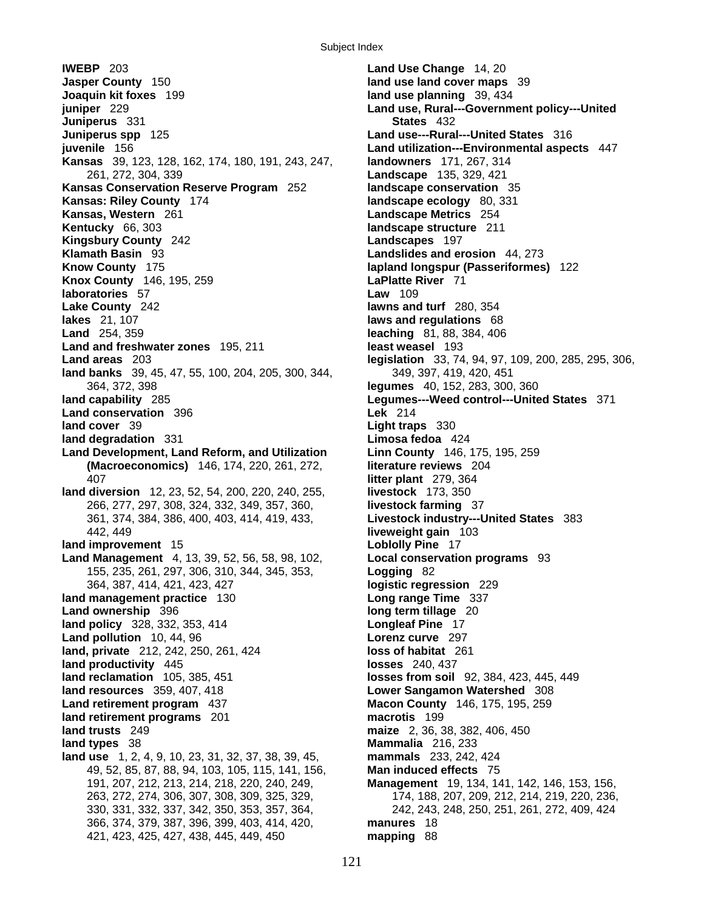**IWEBP** 203
**Jasper County** 150
**Joaquin kit foxes** 199
**juniper** 229
**Juniperus** 331
**Juniperus spp** 125
**juvenile** 156
**Kansas** 39, 123, 128, 162, 174, 180, 191, 243, 247, 261, 272, 304, 339
**Kansas Conservation Reserve Program** 252
**Kansas: Riley County** 174
**Kansas, Western** 261
**Kentucky** 66, 303
**Kingsbury County** 242
**Klamath Basin** 93
**Know County** 175
**Knox County** 146, 195, 259
**laboratories** 57
**Lake County** 242
**lakes** 21, 107
**Land** 254, 359
**Land and freshwater zones** 195, 211
**Land areas** 203
**land banks** 39, 45, 47, 55, 100, 204, 205, 300, 344, 364, 372, 398
**land capability** 285
**Land conservation** 396
**land cover** 39
**land degradation** 331
**Land Development, Land Reform, and Utilization (Macroeconomics)** 146, 174, 220, 261, 272, 407
**land diversion** 12, 23, 52, 54, 200, 220, 240, 255, 266, 277, 297, 308, 324, 332, 349, 357, 360, 361, 374, 384, 386, 400, 403, 414, 419, 433, 442, 449
**land improvement** 15
**Land Management** 4, 13, 39, 52, 56, 58, 98, 102, 155, 235, 261, 297, 306, 310, 344, 345, 353, 364, 387, 414, 421, 423, 427
**land management practice** 130
**Land ownership** 396
**land policy** 328, 332, 353, 414
**Land pollution** 10, 44, 96
**land, private** 212, 242, 250, 261, 424
**land productivity** 445
**land reclamation** 105, 385, 451
**land resources** 359, 407, 418
**Land retirement program** 437
**land retirement programs** 201
**land trusts** 249
**land types** 38
**land use** 1, 2, 4, 9, 10, 23, 31, 32, 37, 38, 39, 45, 49, 52, 85, 87, 88, 94, 103, 105, 115, 141, 156, 191, 207, 212, 213, 214, 218, 220, 240, 249, 263, 272, 274, 306, 307, 308, 309, 325, 329, 330, 331, 332, 337, 342, 350, 353, 357, 364, 366, 374, 379, 387, 396, 399, 403, 414, 420, 421, 423, 425, 427, 438, 445, 449, 450
**Land Use Change** 14, 20
**land use land cover maps** 39
**land use planning** 39, 434
**Land use, Rural---Government policy---United States** 432
**Land use---Rural---United States** 316
**Land utilization---Environmental aspects** 447
**landowners** 171, 267, 314
**Landscape** 135, 329, 421
**landscape conservation** 35
**landscape ecology** 80, 331
**Landscape Metrics** 254
**landscape structure** 211
**Landscapes** 197
**Landslides and erosion** 44, 273
**lapland longspur (Passeriformes)** 122
**LaPlatte River** 71
**Law** 109
**lawns and turf** 280, 354
**laws and regulations** 68
**leaching** 81, 88, 384, 406
**least weasel** 193
**legislation** 33, 74, 94, 97, 109, 200, 285, 295, 306, 349, 397, 419, 420, 451
**legumes** 40, 152, 283, 300, 360
**Legumes---Weed control---United States** 371
**Lek** 214
**Light traps** 330
**Limosa fedoa** 424
**Linn County** 146, 175, 195, 259
**literature reviews** 204
**litter plant** 279, 364
**livestock** 173, 350
**livestock farming** 37
**Livestock industry---United States** 383
**liveweight gain** 103
**Loblolly Pine** 17
**Local conservation programs** 93
**Logging** 82
**logistic regression** 229
**Long range Time** 337
**long term tillage** 20
**Longleaf Pine** 17
**Lorenz curve** 297
**loss of habitat** 261
**losses** 240, 437
**losses from soil** 92, 384, 423, 445, 449
**Lower Sangamon Watershed** 308
**Macon County** 146, 175, 195, 259
**macrotis** 199
**maize** 2, 36, 38, 382, 406, 450
**Mammalia** 216, 233
**mammals** 233, 242, 424
**Man induced effects** 75
**Management** 19, 134, 141, 142, 146, 153, 156, 174, 188, 207, 209, 212, 214, 219, 220, 236, 242, 243, 248, 250, 251, 261, 272, 409, 424
**manures** 18
**mapping** 88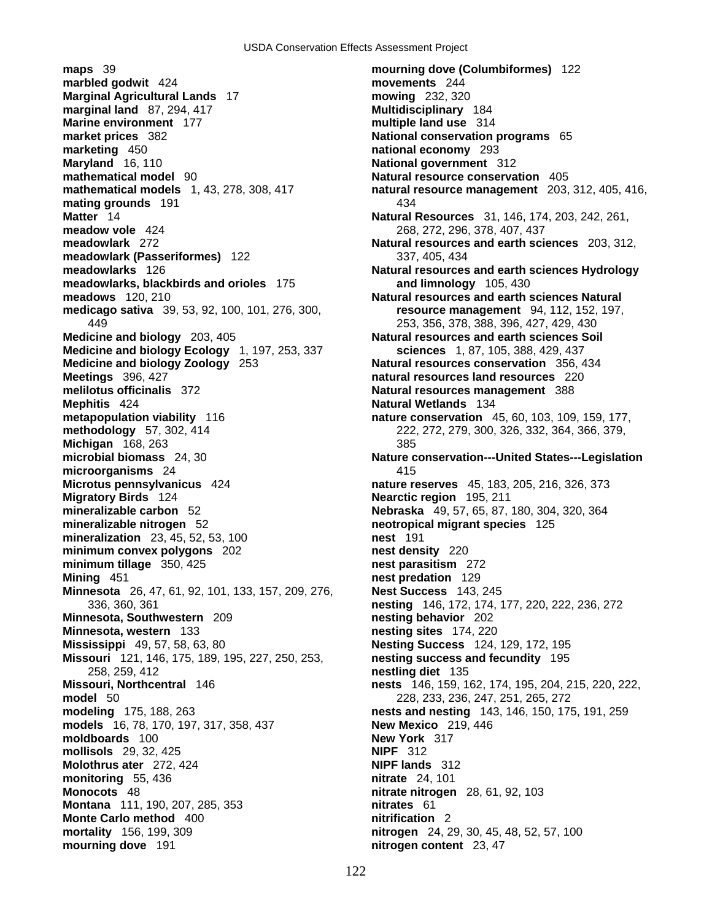**maps** 39
**marbled godwit** 424
**Marginal Agricultural Lands** 17
**marginal land** 87, 294, 417
**Marine environment** 177
**market prices** 382
**marketing** 450
**Maryland** 16, 110
**mathematical model** 90
**mathematical models** 1, 43, 278, 308, 417
**mating grounds** 191
**Matter** 14
**meadow vole** 424
**meadowlark** 272
**meadowlark (Passeriformes)** 122
**meadowlarks** 126
**meadowlarks, blackbirds and orioles** 175
**meadows** 120, 210
**medicago sativa** 39, 53, 92, 100, 101, 276, 300, 449
**Medicine and biology** 203, 405
**Medicine and biology Ecology** 1, 197, 253, 337
**Medicine and biology Zoology** 253
**Meetings** 396, 427
**melilotus officinalis** 372
**Mephitis** 424
**metapopulation viability** 116
**methodology** 57, 302, 414
**Michigan** 168, 263
**microbial biomass** 24, 30
**microorganisms** 24
**Microtus pennsylvanicus** 424
**Migratory Birds** 124
**mineralizable carbon** 52
**mineralizable nitrogen** 52
**mineralization** 23, 45, 52, 53, 100
**minimum convex polygons** 202
**minimum tillage** 350, 425
**Mining** 451
**Minnesota** 26, 47, 61, 92, 101, 133, 157, 209, 276, 336, 360, 361
**Minnesota, Southwestern** 209
**Minnesota, western** 133
**Mississippi** 49, 57, 58, 63, 80
**Missouri** 121, 146, 175, 189, 195, 227, 250, 253, 258, 259, 412
**Missouri, Northcentral** 146
**model** 50
**modeling** 175, 188, 263
**models** 16, 78, 170, 197, 317, 358, 437
**moldboards** 100
**mollisols** 29, 32, 425
**Molothrus ater** 272, 424
**monitoring** 55, 436
**Monocots** 48
**Montana** 111, 190, 207, 285, 353
**Monte Carlo method** 400
**mortality** 156, 199, 309
**mourning dove** 191
**mourning dove (Columbiformes)** 122
**movements** 244
**mowing** 232, 320
**Multidisciplinary** 184
**multiple land use** 314
**National conservation programs** 65
**national economy** 293
**National government** 312
**Natural resource conservation** 405
**natural resource management** 203, 312, 405, 416, 434
**Natural Resources** 31, 146, 174, 203, 242, 261, 268, 272, 296, 378, 407, 437
**Natural resources and earth sciences** 203, 312, 337, 405, 434
**Natural resources and earth sciences Hydrology and limnology** 105, 430
**Natural resources and earth sciences Natural resource management** 94, 112, 152, 197, 253, 356, 378, 388, 396, 427, 429, 430
**Natural resources and earth sciences Soil sciences** 1, 87, 105, 388, 429, 437
**Natural resources conservation** 356, 434
**natural resources land resources** 220
**Natural resources management** 388
**Natural Wetlands** 134
**nature conservation** 45, 60, 103, 109, 159, 177, 222, 272, 279, 300, 326, 332, 364, 366, 379, 385
**Nature conservation---United States---Legislation** 415
**nature reserves** 45, 183, 205, 216, 326, 373
**Nearctic region** 195, 211
**Nebraska** 49, 57, 65, 87, 180, 304, 320, 364
**neotropical migrant species** 125
**nest** 191
**nest density** 220
**nest parasitism** 272
**nest predation** 129
**Nest Success** 143, 245
**nesting** 146, 172, 174, 177, 220, 222, 236, 272
**nesting behavior** 202
**nesting sites** 174, 220
**Nesting Success** 124, 129, 172, 195
**nesting success and fecundity** 195
**nestling diet** 135
**nests** 146, 159, 162, 174, 195, 204, 215, 220, 222, 228, 233, 236, 247, 251, 265, 272
**nests and nesting** 143, 146, 150, 175, 191, 259
**New Mexico** 219, 446
**New York** 317
**NIPF** 312
**NIPF lands** 312
**nitrate** 24, 101
**nitrate nitrogen** 28, 61, 92, 103
**nitrates** 61
**nitrification** 2
**nitrogen** 24, 29, 30, 45, 48, 52, 57, 100
**nitrogen content** 23, 47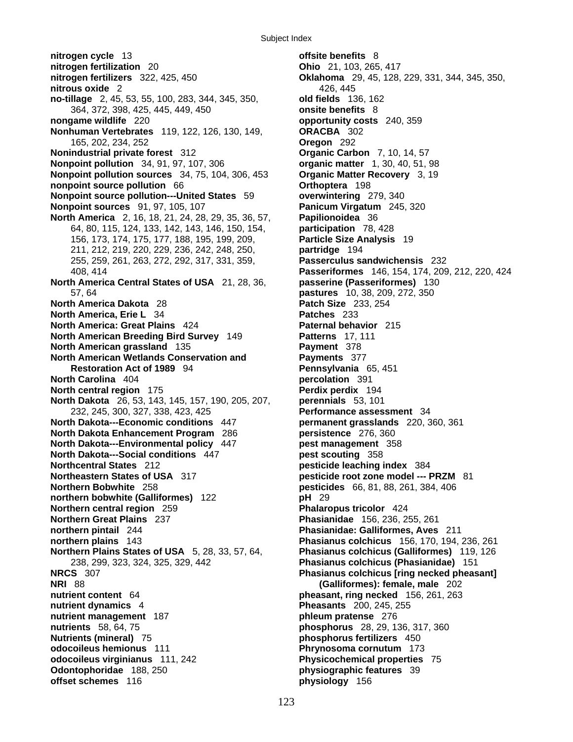**nitrogen cycle** 13
**nitrogen fertilization** 20
**nitrogen fertilizers** 322, 425, 450
**nitrous oxide** 2
**no-tillage** 2, 45, 53, 55, 100, 283, 344, 345, 350, 364, 372, 398, 425, 445, 449, 450
**nongame wildlife** 220
**Nonhuman Vertebrates** 119, 122, 126, 130, 149, 165, 202, 234, 252
**Nonindustrial private forest** 312
**Nonpoint pollution** 34, 91, 97, 107, 306
**Nonpoint pollution sources** 34, 75, 104, 306, 453
**nonpoint source pollution** 66
**Nonpoint source pollution---United States** 59
**Nonpoint sources** 91, 97, 105, 107
**North America** 2, 16, 18, 21, 24, 28, 29, 35, 36, 57, 64, 80, 115, 124, 133, 142, 143, 146, 150, 154, 156, 173, 174, 175, 177, 188, 195, 199, 209, 211, 212, 219, 220, 229, 236, 242, 248, 250, 255, 259, 261, 263, 272, 292, 317, 331, 359, 408, 414
**North America Central States of USA** 21, 28, 36, 57, 64
**North America Dakota** 28
**North America, Erie L** 34
**North America: Great Plains** 424
**North American Breeding Bird Survey** 149
**North American grassland** 135
**North American Wetlands Conservation and Restoration Act of 1989** 94
**North Carolina** 404
**North central region** 175
**North Dakota** 26, 53, 143, 145, 157, 190, 205, 207, 232, 245, 300, 327, 338, 423, 425
**North Dakota---Economic conditions** 447
**North Dakota Enhancement Program** 286
**North Dakota---Environmental policy** 447
**North Dakota---Social conditions** 447
**Northcentral States** 212
**Northeastern States of USA** 317
**Northern Bobwhite** 258
**northern bobwhite (Galliformes)** 122
**Northern central region** 259
**Northern Great Plains** 237
**northern pintail** 244
**northern plains** 143
**Northern Plains States of USA** 5, 28, 33, 57, 64, 238, 299, 323, 324, 325, 329, 442
**NRCS** 307
**NRI** 88
**nutrient content** 64
**nutrient dynamics** 4
**nutrient management** 187
**nutrients** 58, 64, 75
**Nutrients (mineral)** 75
**odocoileus hemionus** 111
**odocoileus virginianus** 111, 242
**Odontophoridae** 188, 250
**offset schemes** 116
**offsite benefits** 8
**Ohio** 21, 103, 265, 417
**Oklahoma** 29, 45, 128, 229, 331, 344, 345, 350, 426, 445
**old fields** 136, 162
**onsite benefits** 8
**opportunity costs** 240, 359
**ORACBA** 302
**Oregon** 292
**Organic Carbon** 7, 10, 14, 57
**organic matter** 1, 30, 40, 51, 98
**Organic Matter Recovery** 3, 19
**Orthoptera** 198
**overwintering** 279, 340
**Panicum Virgatum** 245, 320
**Papilionoidea** 36
**participation** 78, 428
**Particle Size Analysis** 19
**partridge** 194
**Passerculus sandwichensis** 232
**Passeriformes** 146, 154, 174, 209, 212, 220, 424
**passerine (Passeriformes)** 130
**pastures** 10, 38, 209, 272, 350
**Patch Size** 233, 254
**Patches** 233
**Paternal behavior** 215
**Patterns** 17, 111
**Payment** 378
**Payments** 377
**Pennsylvania** 65, 451
**percolation** 391
**Perdix perdix** 194
**perennials** 53, 101
**Performance assessment** 34
**permanent grasslands** 220, 360, 361
**persistence** 276, 360
**pest management** 358
**pest scouting** 358
**pesticide leaching index** 384
**pesticide root zone model --- PRZM** 81
**pesticides** 66, 81, 88, 261, 384, 406
**pH** 29
**Phalaropus tricolor** 424
**Phasianidae** 156, 236, 255, 261
**Phasianidae: Galliformes, Aves** 211
**Phasianus colchicus** 156, 170, 194, 236, 261
**Phasianus colchicus (Galliformes)** 119, 126
**Phasianus colchicus (Phasianidae)** 151
**Phasianus colchicus [ring necked pheasant] (Galliformes): female, male** 202
**pheasant, ring necked** 156, 261, 263
**Pheasants** 200, 245, 255
**phleum pratense** 276
**phosphorus** 28, 29, 136, 317, 360
**phosphorus fertilizers** 450
**Phrynosoma cornutum** 173
**Physicochemical properties** 75
**physiographic features** 39
**physiology** 156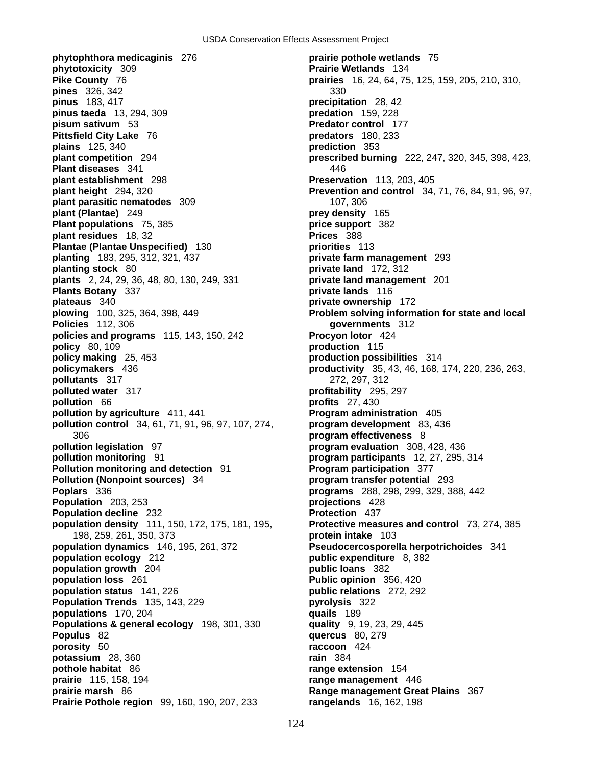**phytophthora medicaginis** 276
**phytotoxicity** 309
**Pike County** 76
**pines** 326, 342
**pinus** 183, 417
**pinus taeda** 13, 294, 309
**pisum sativum** 53
**Pittsfield City Lake** 76
**plains** 125, 340
**plant competition** 294
**Plant diseases** 341
**plant establishment** 298
**plant height** 294, 320
**plant parasitic nematodes** 309
**plant (Plantae)** 249
**Plant populations** 75, 385
**plant residues** 18, 32
**Plantae (Plantae Unspecified)** 130
**planting** 183, 295, 312, 321, 437
**planting stock** 80
**plants** 2, 24, 29, 36, 48, 80, 130, 249, 331
**Plants Botany** 337
**plateaus** 340
**plowing** 100, 325, 364, 398, 449
**Policies** 112, 306
**policies and programs** 115, 143, 150, 242
**policy** 80, 109
**policy making** 25, 453
**policymakers** 436
**pollutants** 317
**polluted water** 317
**pollution** 66
**pollution by agriculture** 411, 441
**pollution control** 34, 61, 71, 91, 96, 97, 107, 274, 306
**pollution legislation** 97
**pollution monitoring** 91
**Pollution monitoring and detection** 91
**Pollution (Nonpoint sources)** 34
**Poplars** 336
**Population** 203, 253
**Population decline** 232
**population density** 111, 150, 172, 175, 181, 195, 198, 259, 261, 350, 373
**population dynamics** 146, 195, 261, 372
**population ecology** 212
**population growth** 204
**population loss** 261
**population status** 141, 226
**Population Trends** 135, 143, 229
**populations** 170, 204
**Populations & general ecology** 198, 301, 330
**Populus** 82
**porosity** 50
**potassium** 28, 360
**pothole habitat** 86
**prairie** 115, 158, 194
**prairie marsh** 86
**Prairie Pothole region** 99, 160, 190, 207, 233
**prairie pothole wetlands** 75
**Prairie Wetlands** 134
**prairies** 16, 24, 64, 75, 125, 159, 205, 210, 310, 330
**precipitation** 28, 42
**predation** 159, 228
**Predator control** 177
**predators** 180, 233
**prediction** 353
**prescribed burning** 222, 247, 320, 345, 398, 423, 446
**Preservation** 113, 203, 405
**Prevention and control** 34, 71, 76, 84, 91, 96, 97, 107, 306
**prey density** 165
**price support** 382
**Prices** 388
**priorities** 113
**private farm management** 293
**private land** 172, 312
**private land management** 201
**private lands** 116
**private ownership** 172
**Problem solving information for state and local governments** 312
**Procyon lotor** 424
**production** 115
**production possibilities** 314
**productivity** 35, 43, 46, 168, 174, 220, 236, 263, 272, 297, 312
**profitability** 295, 297
**profits** 27, 430
**Program administration** 405
**program development** 83, 436
**program effectiveness** 8
**program evaluation** 308, 428, 436
**program participants** 12, 27, 295, 314
**Program participation** 377
**program transfer potential** 293
**programs** 288, 298, 299, 329, 388, 442
**projections** 428
**Protection** 437
**Protective measures and control** 73, 274, 385
**protein intake** 103
**Pseudocercosporella herpotrichoides** 341
**public expenditure** 8, 382
**public loans** 382
**Public opinion** 356, 420
**public relations** 272, 292
**pyrolysis** 322
**quails** 189
**quality** 9, 19, 23, 29, 445
**quercus** 80, 279
**raccoon** 424
**rain** 384
**range extension** 154
**range management** 446
**Range management Great Plains** 367
**rangelands** 16, 162, 198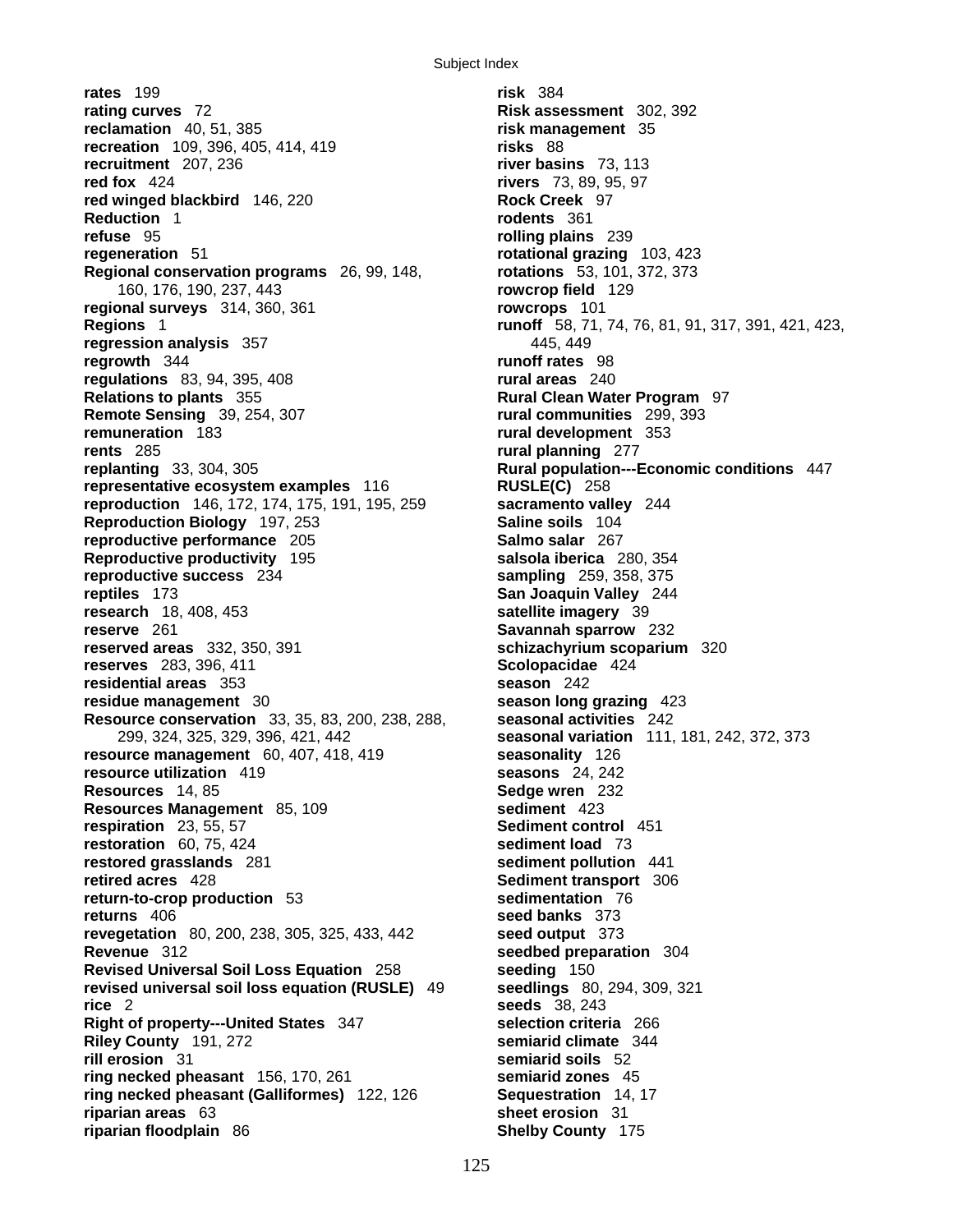**rates** 199
**rating curves** 72
**reclamation** 40, 51, 385
**recreation** 109, 396, 405, 414, 419
**recruitment** 207, 236
**red fox** 424
**red winged blackbird** 146, 220
**Reduction** 1
**refuse** 95
**regeneration** 51
**Regional conservation programs** 26, 99, 148, 160, 176, 190, 237, 443
**regional surveys** 314, 360, 361
**Regions** 1
**regression analysis** 357
**regrowth** 344
**regulations** 83, 94, 395, 408
**Relations to plants** 355
**Remote Sensing** 39, 254, 307
**remuneration** 183
**rents** 285
**replanting** 33, 304, 305
**representative ecosystem examples** 116
**reproduction** 146, 172, 174, 175, 191, 195, 259
**Reproduction Biology** 197, 253
**reproductive performance** 205
**Reproductive productivity** 195
**reproductive success** 234
**reptiles** 173
**research** 18, 408, 453
**reserve** 261
**reserved areas** 332, 350, 391
**reserves** 283, 396, 411
**residential areas** 353
**residue management** 30
**Resource conservation** 33, 35, 83, 200, 238, 288, 299, 324, 325, 329, 396, 421, 442
**resource management** 60, 407, 418, 419
**resource utilization** 419
**Resources** 14, 85
**Resources Management** 85, 109
**respiration** 23, 55, 57
**restoration** 60, 75, 424
**restored grasslands** 281
**retired acres** 428
**return-to-crop production** 53
**returns** 406
**revegetation** 80, 200, 238, 305, 325, 433, 442
**Revenue** 312
**Revised Universal Soil Loss Equation** 258
**revised universal soil loss equation (RUSLE)** 49
**rice** 2
**Right of property---United States** 347
**Riley County** 191, 272
**rill erosion** 31
**ring necked pheasant** 156, 170, 261
**ring necked pheasant (Galliformes)** 122, 126
**riparian areas** 63
**riparian floodplain** 86
**risk** 384
**Risk assessment** 302, 392
**risk management** 35
**risks** 88
**river basins** 73, 113
**rivers** 73, 89, 95, 97
**Rock Creek** 97
**rodents** 361
**rolling plains** 239
**rotational grazing** 103, 423
**rotations** 53, 101, 372, 373
**rowcrop field** 129
**rowcrops** 101
**runoff** 58, 71, 74, 76, 81, 91, 317, 391, 421, 423, 445, 449
**runoff rates** 98
**rural areas** 240
**Rural Clean Water Program** 97
**rural communities** 299, 393
**rural development** 353
**rural planning** 277
**Rural population---Economic conditions** 447
**RUSLE(C)** 258
**sacramento valley** 244
**Saline soils** 104
**Salmo salar** 267
**salsola iberica** 280, 354
**sampling** 259, 358, 375
**San Joaquin Valley** 244
**satellite imagery** 39
**Savannah sparrow** 232
**schizachyrium scoparium** 320
**Scolopacidae** 424
**season** 242
**season long grazing** 423
**seasonal activities** 242
**seasonal variation** 111, 181, 242, 372, 373
**seasonality** 126
**seasons** 24, 242
**Sedge wren** 232
**sediment** 423
**Sediment control** 451
**sediment load** 73
**sediment pollution** 441
**Sediment transport** 306
**sedimentation** 76
**seed banks** 373
**seed output** 373
**seedbed preparation** 304
**seeding** 150
**seedlings** 80, 294, 309, 321
**seeds** 38, 243
**selection criteria** 266
**semiarid climate** 344
**semiarid soils** 52
**semiarid zones** 45
**Sequestration** 14, 17
**sheet erosion** 31
**Shelby County** 175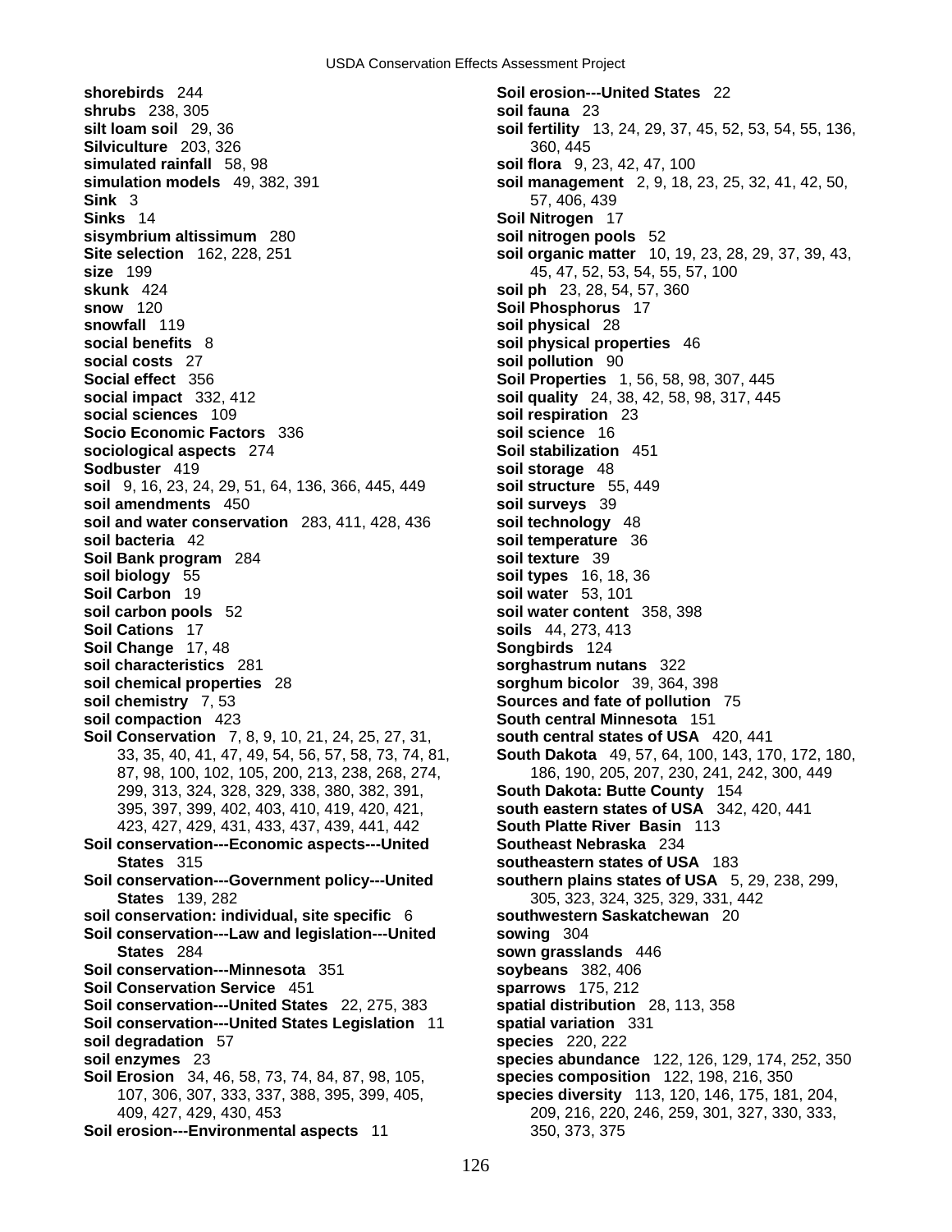**shorebirds** 244
**shrubs** 238, 305
**silt loam soil** 29, 36
**Silviculture** 203, 326
**simulated rainfall** 58, 98
**simulation models** 49, 382, 391
**Sink** 3
**Sinks** 14
**sisymbrium altissimum** 280
**Site selection** 162, 228, 251
**size** 199
**skunk** 424
**snow** 120
**snowfall** 119
**social benefits** 8
**social costs** 27
**Social effect** 356
**social impact** 332, 412
**social sciences** 109
**Socio Economic Factors** 336
**sociological aspects** 274
**Sodbuster** 419
**soil** 9, 16, 23, 24, 29, 51, 64, 136, 366, 445, 449
**soil amendments** 450
**soil and water conservation** 283, 411, 428, 436
**soil bacteria** 42
**Soil Bank program** 284
**soil biology** 55
**Soil Carbon** 19
**soil carbon pools** 52
**Soil Cations** 17
**Soil Change** 17, 48
**soil characteristics** 281
**soil chemical properties** 28
**soil chemistry** 7, 53
**soil compaction** 423
**Soil Conservation** 7, 8, 9, 10, 21, 24, 25, 27, 31, 33, 35, 40, 41, 47, 49, 54, 56, 57, 58, 73, 74, 81, 87, 98, 100, 102, 105, 200, 213, 238, 268, 274, 299, 313, 324, 328, 329, 338, 380, 382, 391, 395, 397, 399, 402, 403, 410, 419, 420, 421, 423, 427, 429, 431, 433, 437, 439, 441, 442
**Soil conservation---Economic aspects---United States** 315
**Soil conservation---Government policy---United States** 139, 282
**soil conservation: individual, site specific** 6
**Soil conservation---Law and legislation---United States** 284
**Soil conservation---Minnesota** 351
**Soil Conservation Service** 451
**Soil conservation---United States** 22, 275, 383
**Soil conservation---United States Legislation** 11
**soil degradation** 57
**soil enzymes** 23
**Soil Erosion** 34, 46, 58, 73, 74, 84, 87, 98, 105, 107, 306, 307, 333, 337, 388, 395, 399, 405, 409, 427, 429, 430, 453
**Soil erosion---Environmental aspects** 11
**Soil erosion---United States** 22
**soil fauna** 23
**soil fertility** 13, 24, 29, 37, 45, 52, 53, 54, 55, 136, 360, 445
**soil flora** 9, 23, 42, 47, 100
**soil management** 2, 9, 18, 23, 25, 32, 41, 42, 50, 57, 406, 439
**Soil Nitrogen** 17
**soil nitrogen pools** 52
**soil organic matter** 10, 19, 23, 28, 29, 37, 39, 43, 45, 47, 52, 53, 54, 55, 57, 100
**soil ph** 23, 28, 54, 57, 360
**Soil Phosphorus** 17
**soil physical** 28
**soil physical properties** 46
**soil pollution** 90
**Soil Properties** 1, 56, 58, 98, 307, 445
**soil quality** 24, 38, 42, 58, 98, 317, 445
**soil respiration** 23
**soil science** 16
**Soil stabilization** 451
**soil storage** 48
**soil structure** 55, 449
**soil surveys** 39
**soil technology** 48
**soil temperature** 36
**soil texture** 39
**soil types** 16, 18, 36
**soil water** 53, 101
**soil water content** 358, 398
**soils** 44, 273, 413
**Songbirds** 124
**sorghastrum nutans** 322
**sorghum bicolor** 39, 364, 398
**Sources and fate of pollution** 75
**South central Minnesota** 151
**south central states of USA** 420, 441
**South Dakota** 49, 57, 64, 100, 143, 170, 172, 180, 186, 190, 205, 207, 230, 241, 242, 300, 449
**South Dakota: Butte County** 154
**south eastern states of USA** 342, 420, 441
**South Platte River Basin** 113
**Southeast Nebraska** 234
**southeastern states of USA** 183
**southern plains states of USA** 5, 29, 238, 299, 305, 323, 324, 325, 329, 331, 442
**southwestern Saskatchewan** 20
**sowing** 304
**sown grasslands** 446
**soybeans** 382, 406
**sparrows** 175, 212
**spatial distribution** 28, 113, 358
**spatial variation** 331
**species** 220, 222
**species abundance** 122, 126, 129, 174, 252, 350
**species composition** 122, 198, 216, 350
**species diversity** 113, 120, 146, 175, 181, 204, 209, 216, 220, 246, 259, 301, 327, 330, 333, 350, 373, 375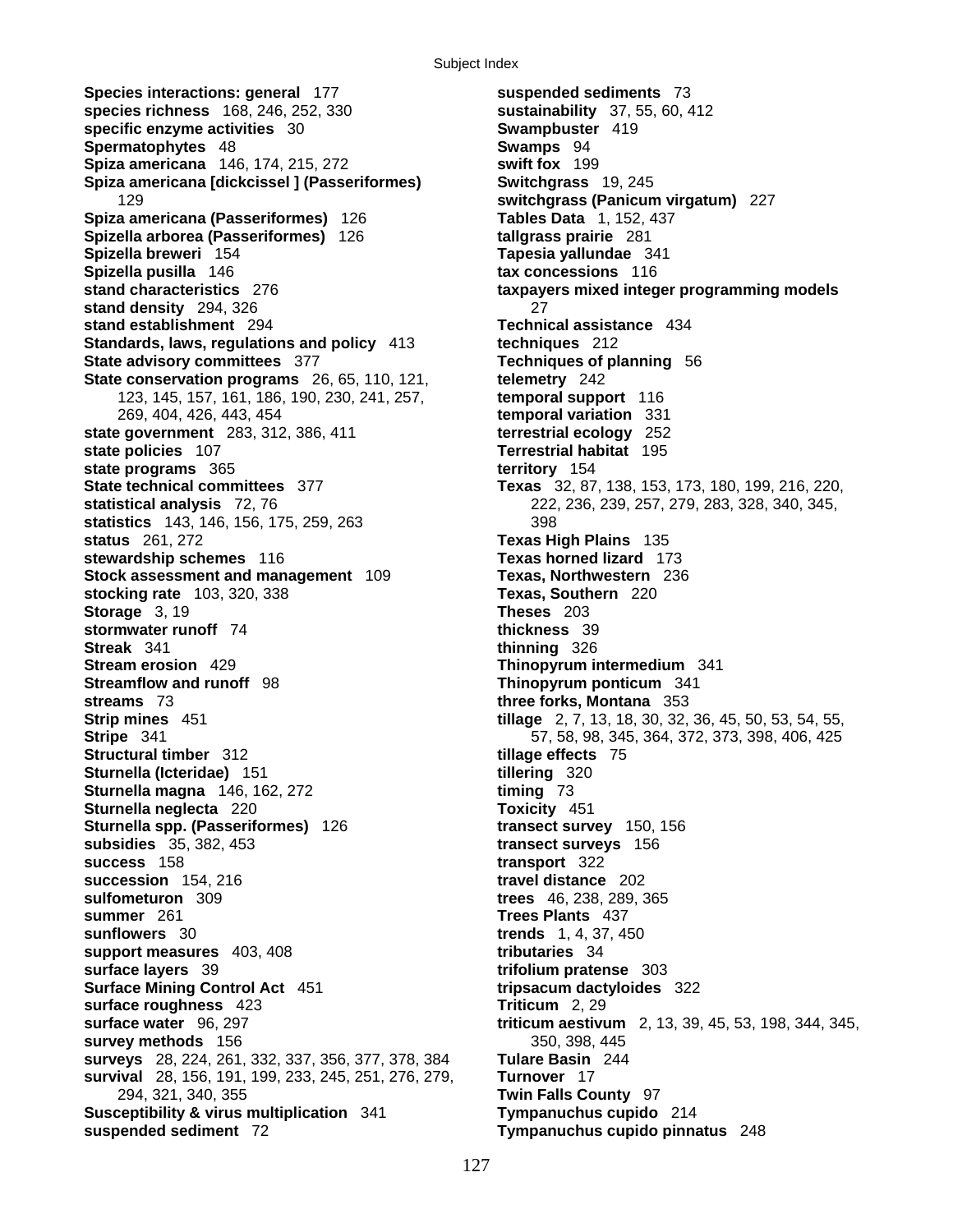**Species interactions: general** 177
**species richness** 168, 246, 252, 330
**specific enzyme activities** 30
**Spermatophytes** 48
**Spiza americana** 146, 174, 215, 272
**Spiza americana [dickcissel ] (Passeriformes)** 129
**Spiza americana (Passeriformes)** 126
**Spizella arborea (Passeriformes)** 126
**Spizella breweri** 154
**Spizella pusilla** 146
**stand characteristics** 276
**stand density** 294, 326
**stand establishment** 294
**Standards, laws, regulations and policy** 413
**State advisory committees** 377
**State conservation programs** 26, 65, 110, 121, 123, 145, 157, 161, 186, 190, 230, 241, 257, 269, 404, 426, 443, 454
**state government** 283, 312, 386, 411
**state policies** 107
**state programs** 365
**State technical committees** 377
**statistical analysis** 72, 76
**statistics** 143, 146, 156, 175, 259, 263
**status** 261, 272
**stewardship schemes** 116
**Stock assessment and management** 109
**stocking rate** 103, 320, 338
**Storage** 3, 19
**stormwater runoff** 74
**Streak** 341
**Stream erosion** 429
**Streamflow and runoff** 98
**streams** 73
**Strip mines** 451
**Stripe** 341
**Structural timber** 312
**Sturnella (Icteridae)** 151
**Sturnella magna** 146, 162, 272
**Sturnella neglecta** 220
**Sturnella spp. (Passeriformes)** 126
**subsidies** 35, 382, 453
**success** 158
**succession** 154, 216
**sulfometuron** 309
**summer** 261
**sunflowers** 30
**support measures** 403, 408
**surface layers** 39
**Surface Mining Control Act** 451
**surface roughness** 423
**surface water** 96, 297
**survey methods** 156
**surveys** 28, 224, 261, 332, 337, 356, 377, 378, 384
**survival** 28, 156, 191, 199, 233, 245, 251, 276, 279, 294, 321, 340, 355
**Susceptibility & virus multiplication** 341
**suspended sediment** 72
**suspended sediments** 73
**sustainability** 37, 55, 60, 412
**Swampbuster** 419
**Swamps** 94
**swift fox** 199
**Switchgrass** 19, 245
**switchgrass (Panicum virgatum)** 227
**Tables Data** 1, 152, 437
**tallgrass prairie** 281
**Tapesia yallundae** 341
**tax concessions** 116
**taxpayers mixed integer programming models** 27
**Technical assistance** 434
**techniques** 212
**Techniques of planning** 56
**telemetry** 242
**temporal support** 116
**temporal variation** 331
**terrestrial ecology** 252
**Terrestrial habitat** 195
**territory** 154
**Texas** 32, 87, 138, 153, 173, 180, 199, 216, 220, 222, 236, 239, 257, 279, 283, 328, 340, 345, 398
**Texas High Plains** 135
**Texas horned lizard** 173
**Texas, Northwestern** 236
**Texas, Southern** 220
**Theses** 203
**thickness** 39
**thinning** 326
**Thinopyrum intermedium** 341
**Thinopyrum ponticum** 341
**three forks, Montana** 353
**tillage** 2, 7, 13, 18, 30, 32, 36, 45, 50, 53, 54, 55, 57, 58, 98, 345, 364, 372, 373, 398, 406, 425
**tillage effects** 75
**tillering** 320
**timing** 73
**Toxicity** 451
**transect survey** 150, 156
**transect surveys** 156
**transport** 322
**travel distance** 202
**trees** 46, 238, 289, 365
**Trees Plants** 437
**trends** 1, 4, 37, 450
**tributaries** 34
**trifolium pratense** 303
**tripsacum dactyloides** 322
**Triticum** 2, 29
**triticum aestivum** 2, 13, 39, 45, 53, 198, 344, 345, 350, 398, 445
**Tulare Basin** 244
**Turnover** 17
**Twin Falls County** 97
**Tympanuchus cupido** 214
**Tympanuchus cupido pinnatus** 248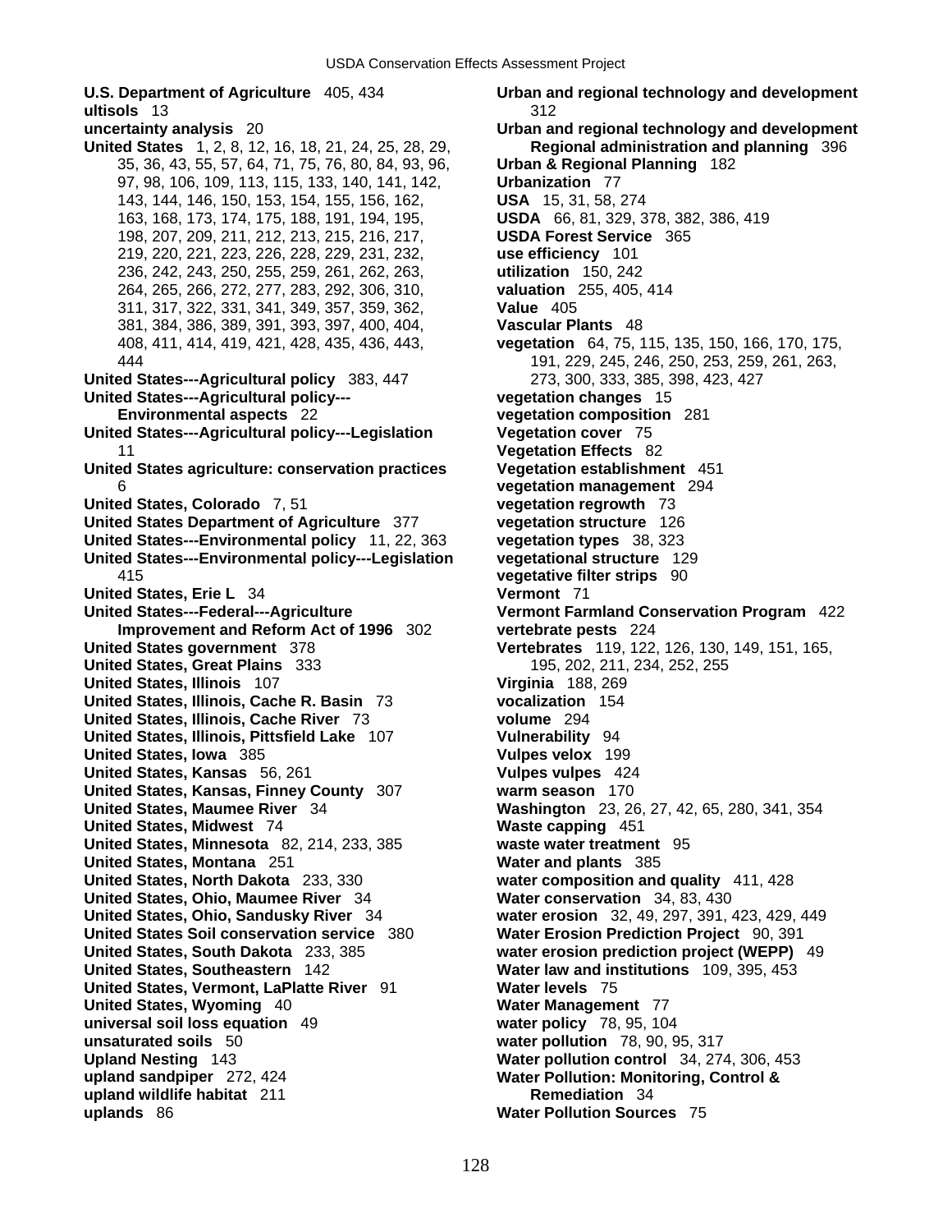**U.S. Department of Agriculture** 405, 434
**ultisols** 13
**uncertainty analysis** 20
**United States** 1, 2, 8, 12, 16, 18, 21, 24, 25, 28, 29, 35, 36, 43, 55, 57, 64, 71, 75, 76, 80, 84, 93, 96, 97, 98, 106, 109, 113, 115, 133, 140, 141, 142, 143, 144, 146, 150, 153, 154, 155, 156, 162, 163, 168, 173, 174, 175, 188, 191, 194, 195, 198, 207, 209, 211, 212, 213, 215, 216, 217, 219, 220, 221, 223, 226, 228, 229, 231, 232, 236, 242, 243, 250, 255, 259, 261, 262, 263, 264, 265, 266, 272, 277, 283, 292, 306, 310, 311, 317, 322, 331, 341, 349, 357, 359, 362, 381, 384, 386, 389, 391, 393, 397, 400, 404, 408, 411, 414, 419, 421, 428, 435, 436, 443, 444
**United States---Agricultural policy** 383, 447
**United States---Agricultural policy---Environmental aspects** 22
**United States---Agricultural policy---Legislation** 11
**United States agriculture: conservation practices** 6
**United States, Colorado** 7, 51
**United States Department of Agriculture** 377
**United States---Environmental policy** 11, 22, 363
**United States---Environmental policy---Legislation** 415
**United States, Erie L** 34
**United States---Federal---Agriculture Improvement and Reform Act of 1996** 302
**United States government** 378
**United States, Great Plains** 333
**United States, Illinois** 107
**United States, Illinois, Cache R. Basin** 73
**United States, Illinois, Cache River** 73
**United States, Illinois, Pittsfield Lake** 107
**United States, Iowa** 385
**United States, Kansas** 56, 261
**United States, Kansas, Finney County** 307
**United States, Maumee River** 34
**United States, Midwest** 74
**United States, Minnesota** 82, 214, 233, 385
**United States, Montana** 251
**United States, North Dakota** 233, 330
**United States, Ohio, Maumee River** 34
**United States, Ohio, Sandusky River** 34
**United States Soil conservation service** 380
**United States, South Dakota** 233, 385
**United States, Southeastern** 142
**United States, Vermont, LaPlatte River** 91
**United States, Wyoming** 40
**universal soil loss equation** 49
**unsaturated soils** 50
**Upland Nesting** 143
**upland sandpiper** 272, 424
**upland wildlife habitat** 211
**uplands** 86
**Urban and regional technology and development** 312
**Urban and regional technology and development Regional administration and planning** 396
**Urban & Regional Planning** 182
**Urbanization** 77
**USA** 15, 31, 58, 274
**USDA** 66, 81, 329, 378, 382, 386, 419
**USDA Forest Service** 365
**use efficiency** 101
**utilization** 150, 242
**valuation** 255, 405, 414
**Value** 405
**Vascular Plants** 48
**vegetation** 64, 75, 115, 135, 150, 166, 170, 175, 191, 229, 245, 246, 250, 253, 259, 261, 263, 273, 300, 333, 385, 398, 423, 427
**vegetation changes** 15
**vegetation composition** 281
**Vegetation cover** 75
**Vegetation Effects** 82
**Vegetation establishment** 451
**vegetation management** 294
**vegetation regrowth** 73
**vegetation structure** 126
**vegetation types** 38, 323
**vegetational structure** 129
**vegetative filter strips** 90
**Vermont** 71
**Vermont Farmland Conservation Program** 422
**vertebrate pests** 224
**Vertebrates** 119, 122, 126, 130, 149, 151, 165, 195, 202, 211, 234, 252, 255
**Virginia** 188, 269
**vocalization** 154
**volume** 294
**Vulnerability** 94
**Vulpes velox** 199
**Vulpes vulpes** 424
**warm season** 170
**Washington** 23, 26, 27, 42, 65, 280, 341, 354
**Waste capping** 451
**waste water treatment** 95
**Water and plants** 385
**water composition and quality** 411, 428
**Water conservation** 34, 83, 430
**water erosion** 32, 49, 297, 391, 423, 429, 449
**Water Erosion Prediction Project** 90, 391
**water erosion prediction project (WEPP)** 49
**Water law and institutions** 109, 395, 453
**Water levels** 75
**Water Management** 77
**water policy** 78, 95, 104
**water pollution** 78, 90, 95, 317
**Water pollution control** 34, 274, 306, 453
**Water Pollution: Monitoring, Control & Remediation** 34
**Water Pollution Sources** 75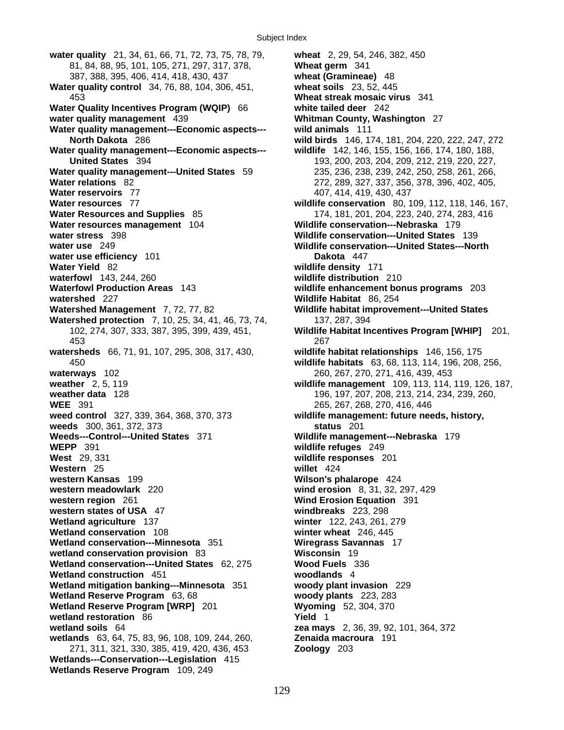**water quality** 21, 34, 61, 66, 71, 72, 73, 75, 78, 79, 81, 84, 88, 95, 101, 105, 271, 297, 317, 378, 387, 388, 395, 406, 414, 418, 430, 437
**Water quality control** 34, 76, 88, 104, 306, 451, 453
**Water Quality Incentives Program (WQIP)** 66
**water quality management** 439
**Water quality management---Economic aspects---North Dakota** 286
**Water quality management---Economic aspects---United States** 394
**Water quality management---United States** 59
**Water relations** 82
**Water reservoirs** 77
**Water resources** 77
**Water Resources and Supplies** 85
**Water resources management** 104
**water stress** 398
**water use** 249
**water use efficiency** 101
**Water Yield** 82
**waterfowl** 143, 244, 260
**Waterfowl Production Areas** 143
**watershed** 227
**Watershed Management** 7, 72, 77, 82
**Watershed protection** 7, 10, 25, 34, 41, 46, 73, 74, 102, 274, 307, 333, 387, 395, 399, 439, 451, 453
**watersheds** 66, 71, 91, 107, 295, 308, 317, 430, 450
**waterways** 102
**weather** 2, 5, 119
**weather data** 128
**WEE** 391
**weed control** 327, 339, 364, 368, 370, 373
**weeds** 300, 361, 372, 373
**Weeds---Control---United States** 371
**WEPP** 391
**West** 29, 331
**Western** 25
**western Kansas** 199
**western meadowlark** 220
**western region** 261
**western states of USA** 47
**Wetland agriculture** 137
**Wetland conservation** 108
**Wetland conservation---Minnesota** 351
**wetland conservation provision** 83
**Wetland conservation---United States** 62, 275
**Wetland construction** 451
**Wetland mitigation banking---Minnesota** 351
**Wetland Reserve Program** 63, 68
**Wetland Reserve Program [WRP]** 201
**wetland restoration** 86
**wetland soils** 64
**wetlands** 63, 64, 75, 83, 96, 108, 109, 244, 260, 271, 311, 321, 330, 385, 419, 420, 436, 453
**Wetlands---Conservation---Legislation** 415
**Wetlands Reserve Program** 109, 249
**wheat** 2, 29, 54, 246, 382, 450
**Wheat germ** 341
**wheat (Gramineae)** 48
**wheat soils** 23, 52, 445
**Wheat streak mosaic virus** 341
**white tailed deer** 242
**Whitman County, Washington** 27
**wild animals** 111
**wild birds** 146, 174, 181, 204, 220, 222, 247, 272
**wildlife** 142, 146, 155, 156, 166, 174, 180, 188, 193, 200, 203, 204, 209, 212, 219, 220, 227, 235, 236, 238, 239, 242, 250, 258, 261, 266, 272, 289, 327, 337, 356, 378, 396, 402, 405, 407, 414, 419, 430, 437
**wildlife conservation** 80, 109, 112, 118, 146, 167, 174, 181, 201, 204, 223, 240, 274, 283, 416
**Wildlife conservation---Nebraska** 179
**Wildlife conservation---United States** 139
**Wildlife conservation---United States---North Dakota** 447
**wildlife density** 171
**wildlife distribution** 210
**wildlife enhancement bonus programs** 203
**Wildlife Habitat** 86, 254
**Wildlife habitat improvement---United States** 137, 287, 394
**Wildlife Habitat Incentives Program [WHIP]** 201, 267
**wildlife habitat relationships** 146, 156, 175
**wildlife habitats** 63, 68, 113, 114, 196, 208, 256, 260, 267, 270, 271, 416, 439, 453
**wildlife management** 109, 113, 114, 119, 126, 187, 196, 197, 207, 208, 213, 214, 234, 239, 260, 265, 267, 268, 270, 416, 446
**wildlife management: future needs, history, status** 201
**Wildlife management---Nebraska** 179
**wildlife refuges** 249
**wildlife responses** 201
**willet** 424
**Wilson's phalarope** 424
**wind erosion** 8, 31, 32, 297, 429
**Wind Erosion Equation** 391
**windbreaks** 223, 298
**winter** 122, 243, 261, 279
**winter wheat** 246, 445
**Wiregrass Savannas** 17
**Wisconsin** 19
**Wood Fuels** 336
**woodlands** 4
**woody plant invasion** 229
**woody plants** 223, 283
**Wyoming** 52, 304, 370
**Yield** 1
**zea mays** 2, 36, 39, 92, 101, 364, 372
**Zenaida macroura** 191
**Zoology** 203